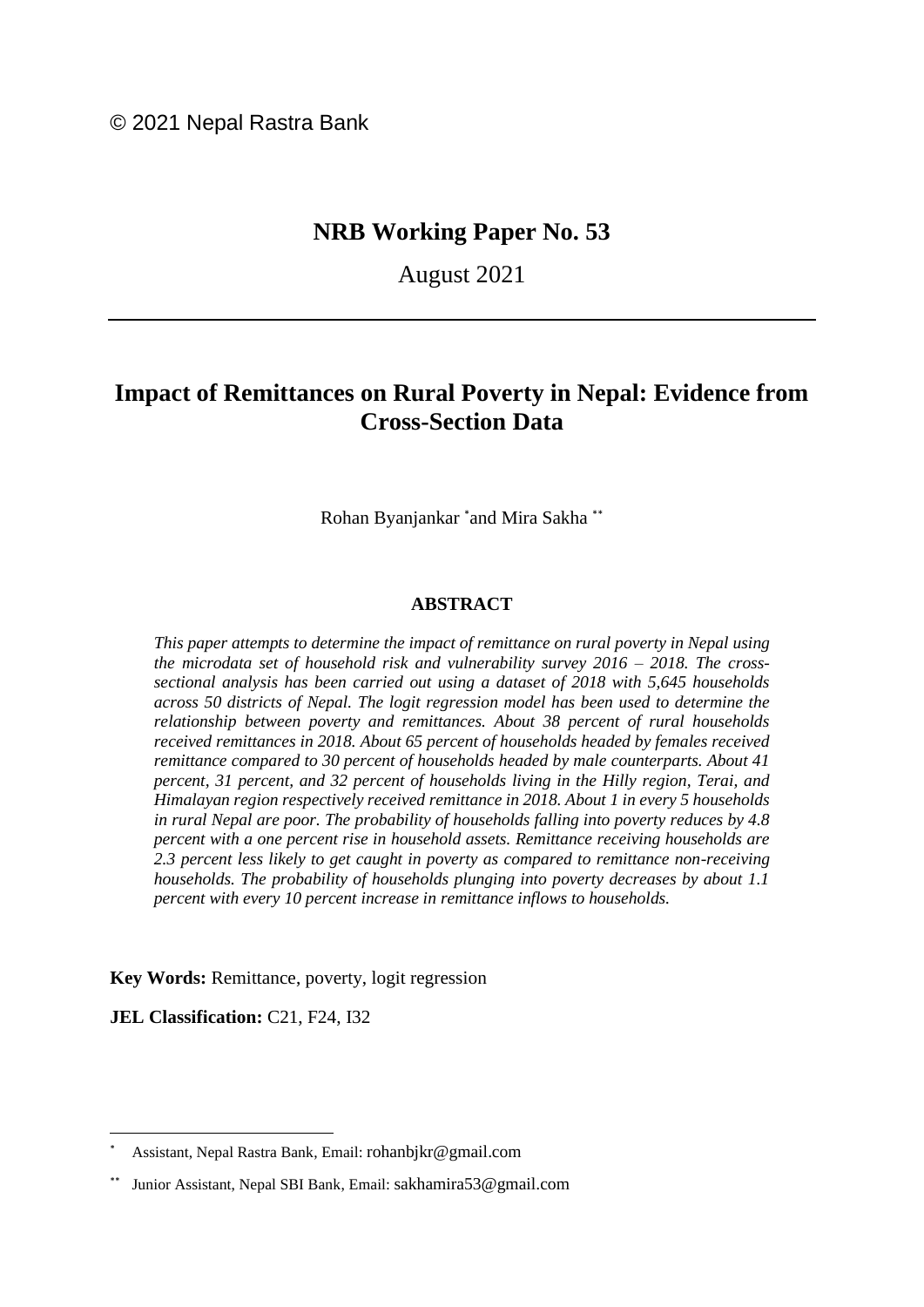© 2021 Nepal Rastra Bank

# NRB Working Paper No. 53

August 2021

## Impact of Remittances on Rural Poverty in Nepal: Evidence from Cross-Section Data

Rohan Byanjankar [*] and Mira Sakha [**]

### ABSTRACT

*This paper attempts to determine the impact of remittance on rural poverty in Nepal using the microdata set of household risk and vulnerability survey 2016 – 2018. The cross-sectional analysis has been carried out using a dataset of 2018 with 5,645 households across 50 districts of Nepal. The logit regression model has been used to determine the relationship between poverty and remittances. About 38 percent of rural households received remittances in 2018. About 65 percent of households headed by females received remittance compared to 30 percent of households headed by male counterparts. About 41 percent, 31 percent, and 32 percent of households living in the Hilly region, Terai, and Himalayan region respectively received remittance in 2018. About 1 in every 5 households in rural Nepal are poor. The probability of households falling into poverty reduces by 4.8 percent with a one percent rise in household assets. Remittance receiving households are 2.3 percent less likely to get caught in poverty as compared to remittance non-receiving households. The probability of households plunging into poverty decreases by about 1.1 percent with every 10 percent increase in remittance inflows to households.*

**Key Words:** Remittance, poverty, logit regression

**JEL Classification:** C21, F24, I32

---

[*] Assistant, Nepal Rastra Bank, Email: rohanbjkr@gmail.com

[**] Junior Assistant, Nepal SBI Bank, Email: sakhamira53@gmail.com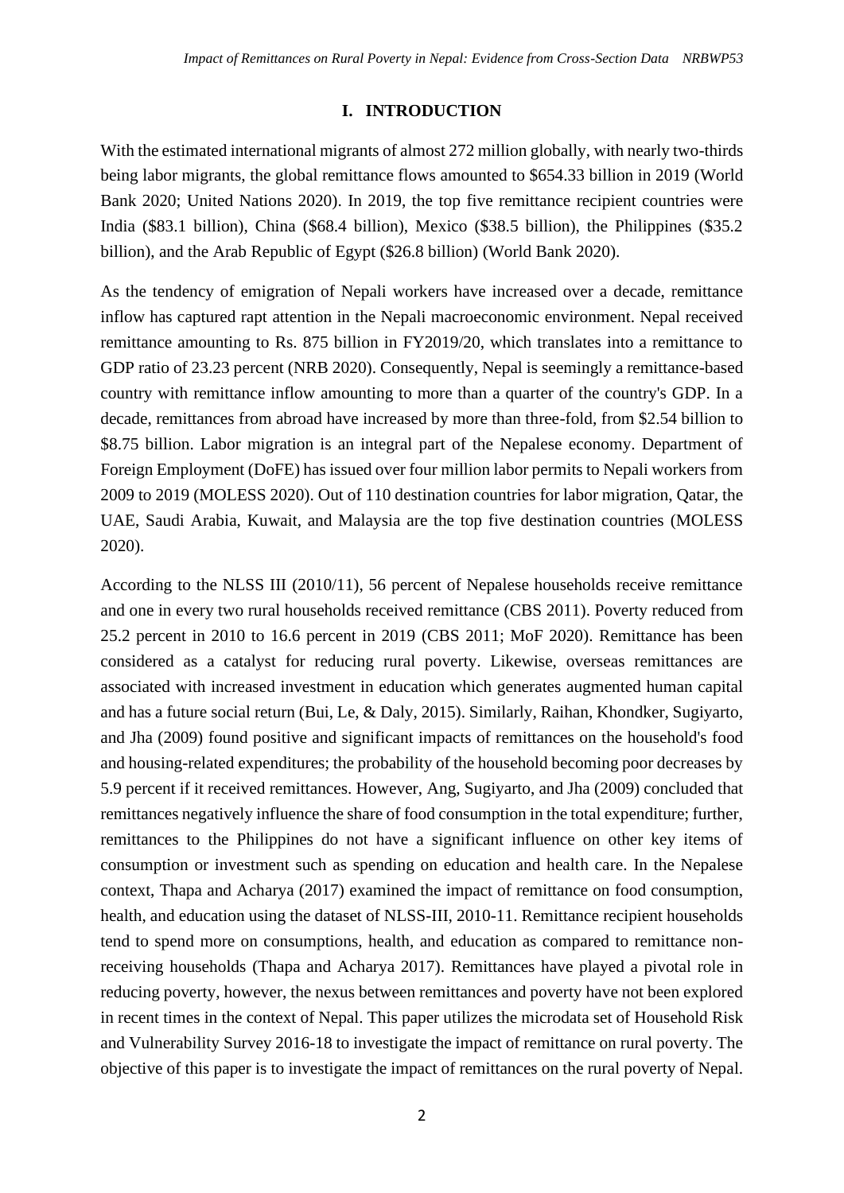# I. INTRODUCTION

With the estimated international migrants of almost 272 million globally, with nearly two-thirds being labor migrants, the global remittance flows amounted to $654.33 billion in 2019 (World Bank 2020; United Nations 2020). In 2019, the top five remittance recipient countries were India ($83.1 billion), China ($68.4 billion), Mexico ($38.5 billion), the Philippines ($35.2 billion), and the Arab Republic of Egypt ($26.8 billion) (World Bank 2020).

As the tendency of emigration of Nepali workers have increased over a decade, remittance inflow has captured rapt attention in the Nepali macroeconomic environment. Nepal received remittance amounting to Rs. 875 billion in FY2019/20, which translates into a remittance to GDP ratio of 23.23 percent (NRB 2020). Consequently, Nepal is seemingly a remittance-based country with remittance inflow amounting to more than a quarter of the country's GDP. In a decade, remittances from abroad have increased by more than three-fold, from $2.54 billion to $8.75 billion. Labor migration is an integral part of the Nepalese economy. Department of Foreign Employment (DoFE) has issued over four million labor permits to Nepali workers from 2009 to 2019 (MOLESS 2020). Out of 110 destination countries for labor migration, Qatar, the UAE, Saudi Arabia, Kuwait, and Malaysia are the top five destination countries (MOLESS 2020).

According to the NLSS III (2010/11), 56 percent of Nepalese households receive remittance and one in every two rural households received remittance (CBS 2011). Poverty reduced from 25.2 percent in 2010 to 16.6 percent in 2019 (CBS 2011; MoF 2020). Remittance has been considered as a catalyst for reducing rural poverty. Likewise, overseas remittances are associated with increased investment in education which generates augmented human capital and has a future social return (Bui, Le, & Daly, 2015). Similarly, Raihan, Khondker, Sugiyarto, and Jha (2009) found positive and significant impacts of remittances on the household's food and housing-related expenditures; the probability of the household becoming poor decreases by 5.9 percent if it received remittances. However, Ang, Sugiyarto, and Jha (2009) concluded that remittances negatively influence the share of food consumption in the total expenditure; further, remittances to the Philippines do not have a significant influence on other key items of consumption or investment such as spending on education and health care. In the Nepalese context, Thapa and Acharya (2017) examined the impact of remittance on food consumption, health, and education using the dataset of NLSS-III, 2010-11. Remittance recipient households tend to spend more on consumptions, health, and education as compared to remittance non-receiving households (Thapa and Acharya 2017). Remittances have played a pivotal role in reducing poverty, however, the nexus between remittances and poverty have not been explored in recent times in the context of Nepal. This paper utilizes the microdata set of Household Risk and Vulnerability Survey 2016-18 to investigate the impact of remittance on rural poverty. The objective of this paper is to investigate the impact of remittances on the rural poverty of Nepal.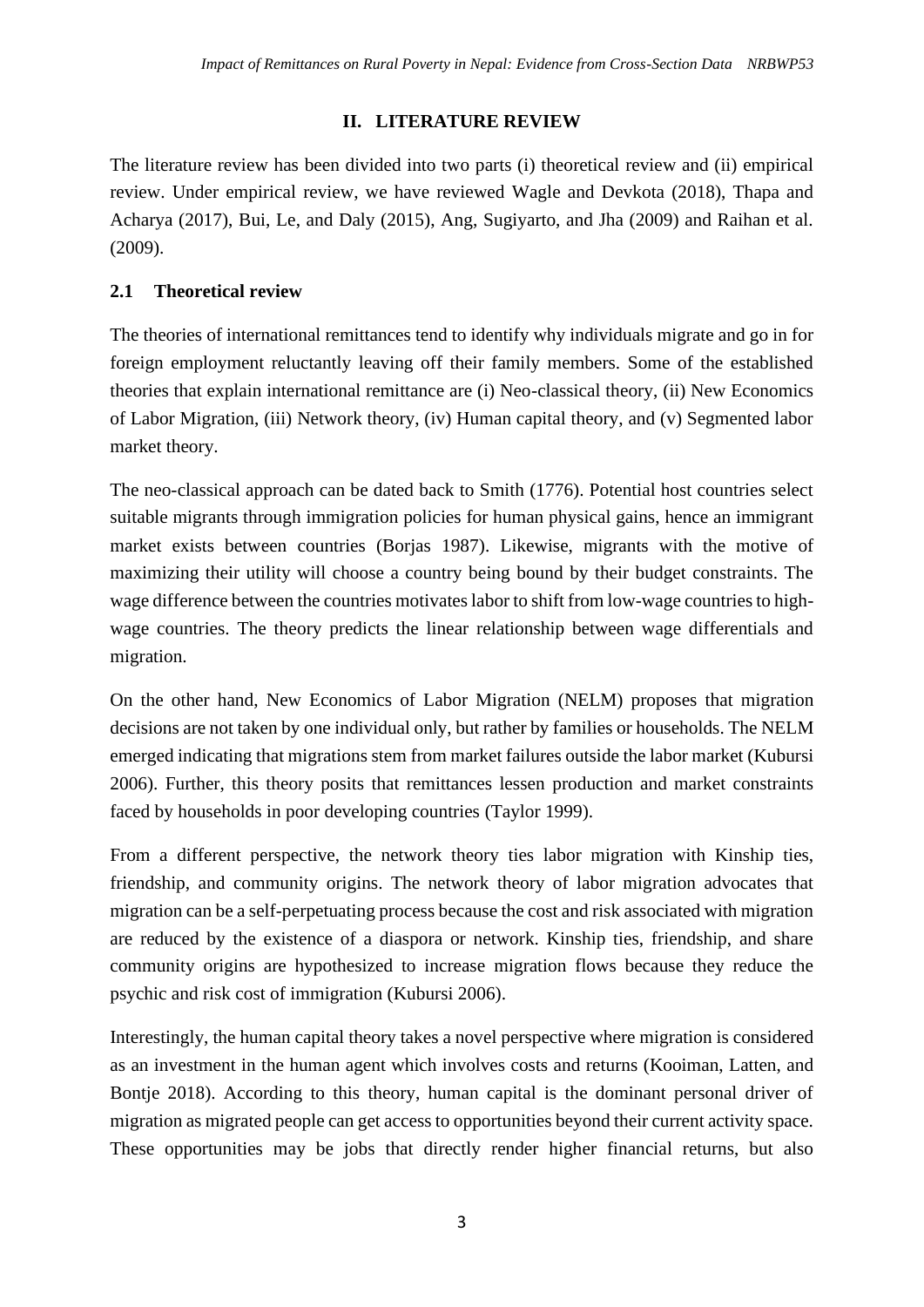## II. LITERATURE REVIEW

The literature review has been divided into two parts (i) theoretical review and (ii) empirical review. Under empirical review, we have reviewed Wagle and Devkota (2018), Thapa and Acharya (2017), Bui, Le, and Daly (2015), Ang, Sugiyarto, and Jha (2009) and Raihan et al. (2009).

### 2.1 Theoretical review

The theories of international remittances tend to identify why individuals migrate and go in for foreign employment reluctantly leaving off their family members. Some of the established theories that explain international remittance are (i) Neo-classical theory, (ii) New Economics of Labor Migration, (iii) Network theory, (iv) Human capital theory, and (v) Segmented labor market theory.

The neo-classical approach can be dated back to Smith (1776). Potential host countries select suitable migrants through immigration policies for human physical gains, hence an immigrant market exists between countries (Borjas 1987). Likewise, migrants with the motive of maximizing their utility will choose a country being bound by their budget constraints. The wage difference between the countries motivates labor to shift from low-wage countries to high-wage countries. The theory predicts the linear relationship between wage differentials and migration.

On the other hand, New Economics of Labor Migration (NELM) proposes that migration decisions are not taken by one individual only, but rather by families or households. The NELM emerged indicating that migrations stem from market failures outside the labor market (Kubursi 2006). Further, this theory posits that remittances lessen production and market constraints faced by households in poor developing countries (Taylor 1999).

From a different perspective, the network theory ties labor migration with Kinship ties, friendship, and community origins. The network theory of labor migration advocates that migration can be a self-perpetuating process because the cost and risk associated with migration are reduced by the existence of a diaspora or network. Kinship ties, friendship, and share community origins are hypothesized to increase migration flows because they reduce the psychic and risk cost of immigration (Kubursi 2006).

Interestingly, the human capital theory takes a novel perspective where migration is considered as an investment in the human agent which involves costs and returns (Kooiman, Latten, and Bontje 2018). According to this theory, human capital is the dominant personal driver of migration as migrated people can get access to opportunities beyond their current activity space. These opportunities may be jobs that directly render higher financial returns, but also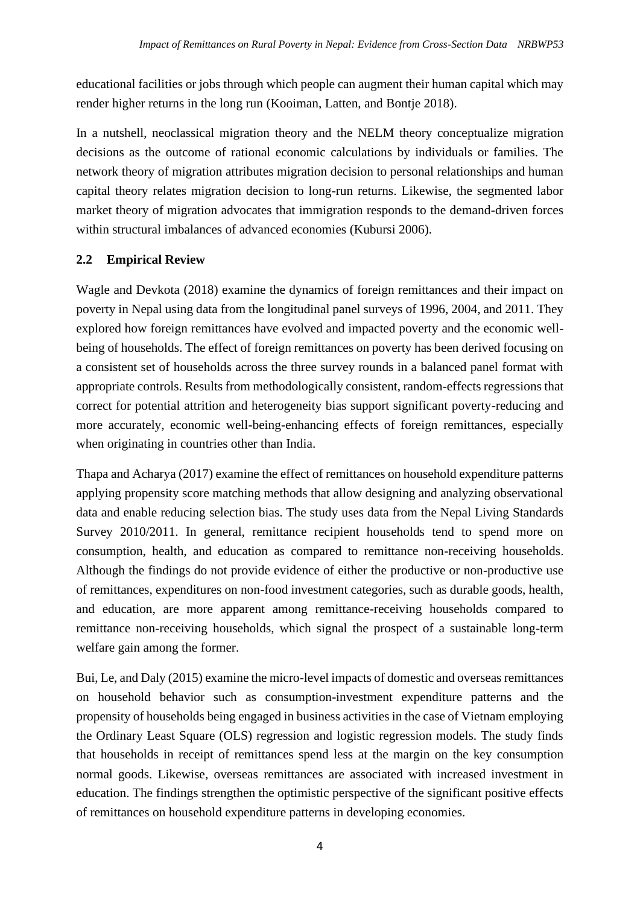educational facilities or jobs through which people can augment their human capital which may render higher returns in the long run (Kooiman, Latten, and Bontje 2018).

In a nutshell, neoclassical migration theory and the NELM theory conceptualize migration decisions as the outcome of rational economic calculations by individuals or families. The network theory of migration attributes migration decision to personal relationships and human capital theory relates migration decision to long-run returns. Likewise, the segmented labor market theory of migration advocates that immigration responds to the demand-driven forces within structural imbalances of advanced economies (Kubursi 2006).

## 2.2 Empirical Review

Wagle and Devkota (2018) examine the dynamics of foreign remittances and their impact on poverty in Nepal using data from the longitudinal panel surveys of 1996, 2004, and 2011. They explored how foreign remittances have evolved and impacted poverty and the economic well-being of households. The effect of foreign remittances on poverty has been derived focusing on a consistent set of households across the three survey rounds in a balanced panel format with appropriate controls. Results from methodologically consistent, random-effects regressions that correct for potential attrition and heterogeneity bias support significant poverty-reducing and more accurately, economic well-being-enhancing effects of foreign remittances, especially when originating in countries other than India.

Thapa and Acharya (2017) examine the effect of remittances on household expenditure patterns applying propensity score matching methods that allow designing and analyzing observational data and enable reducing selection bias. The study uses data from the Nepal Living Standards Survey 2010/2011. In general, remittance recipient households tend to spend more on consumption, health, and education as compared to remittance non-receiving households. Although the findings do not provide evidence of either the productive or non-productive use of remittances, expenditures on non-food investment categories, such as durable goods, health, and education, are more apparent among remittance-receiving households compared to remittance non-receiving households, which signal the prospect of a sustainable long-term welfare gain among the former.

Bui, Le, and Daly (2015) examine the micro-level impacts of domestic and overseas remittances on household behavior such as consumption-investment expenditure patterns and the propensity of households being engaged in business activities in the case of Vietnam employing the Ordinary Least Square (OLS) regression and logistic regression models. The study finds that households in receipt of remittances spend less at the margin on the key consumption normal goods. Likewise, overseas remittances are associated with increased investment in education. The findings strengthen the optimistic perspective of the significant positive effects of remittances on household expenditure patterns in developing economies.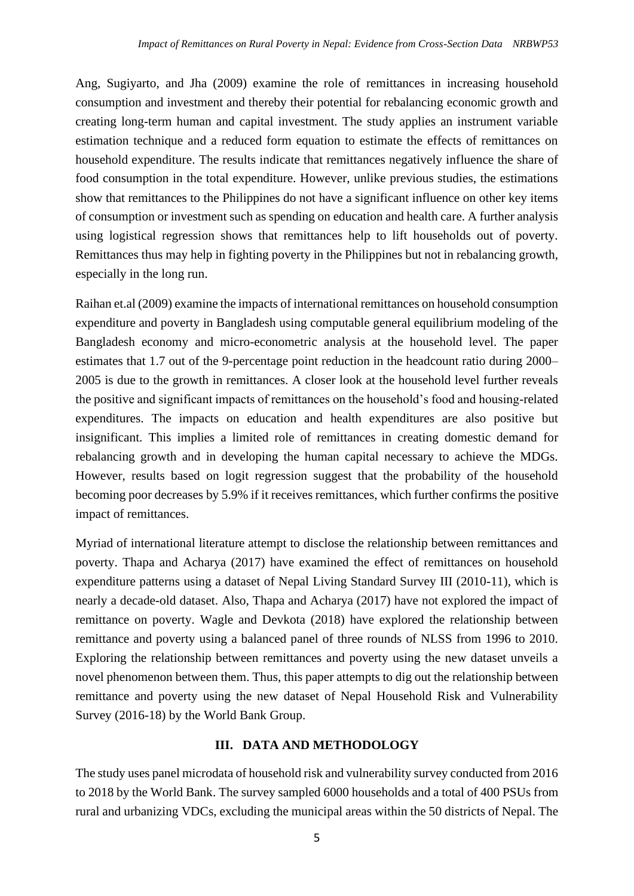Ang, Sugiyarto, and Jha (2009) examine the role of remittances in increasing household consumption and investment and thereby their potential for rebalancing economic growth and creating long-term human and capital investment. The study applies an instrument variable estimation technique and a reduced form equation to estimate the effects of remittances on household expenditure. The results indicate that remittances negatively influence the share of food consumption in the total expenditure. However, unlike previous studies, the estimations show that remittances to the Philippines do not have a significant influence on other key items of consumption or investment such as spending on education and health care. A further analysis using logistical regression shows that remittances help to lift households out of poverty. Remittances thus may help in fighting poverty in the Philippines but not in rebalancing growth, especially in the long run.

Raihan et.al (2009) examine the impacts of international remittances on household consumption expenditure and poverty in Bangladesh using computable general equilibrium modeling of the Bangladesh economy and micro-econometric analysis at the household level. The paper estimates that 1.7 out of the 9-percentage point reduction in the headcount ratio during 2000–2005 is due to the growth in remittances. A closer look at the household level further reveals the positive and significant impacts of remittances on the household's food and housing-related expenditures. The impacts on education and health expenditures are also positive but insignificant. This implies a limited role of remittances in creating domestic demand for rebalancing growth and in developing the human capital necessary to achieve the MDGs. However, results based on logit regression suggest that the probability of the household becoming poor decreases by 5.9% if it receives remittances, which further confirms the positive impact of remittances.

Myriad of international literature attempt to disclose the relationship between remittances and poverty. Thapa and Acharya (2017) have examined the effect of remittances on household expenditure patterns using a dataset of Nepal Living Standard Survey III (2010-11), which is nearly a decade-old dataset. Also, Thapa and Acharya (2017) have not explored the impact of remittance on poverty. Wagle and Devkota (2018) have explored the relationship between remittance and poverty using a balanced panel of three rounds of NLSS from 1996 to 2010. Exploring the relationship between remittances and poverty using the new dataset unveils a novel phenomenon between them. Thus, this paper attempts to dig out the relationship between remittance and poverty using the new dataset of Nepal Household Risk and Vulnerability Survey (2016-18) by the World Bank Group.

## III. DATA AND METHODOLOGY

The study uses panel microdata of household risk and vulnerability survey conducted from 2016 to 2018 by the World Bank. The survey sampled 6000 households and a total of 400 PSUs from rural and urbanizing VDCs, excluding the municipal areas within the 50 districts of Nepal. The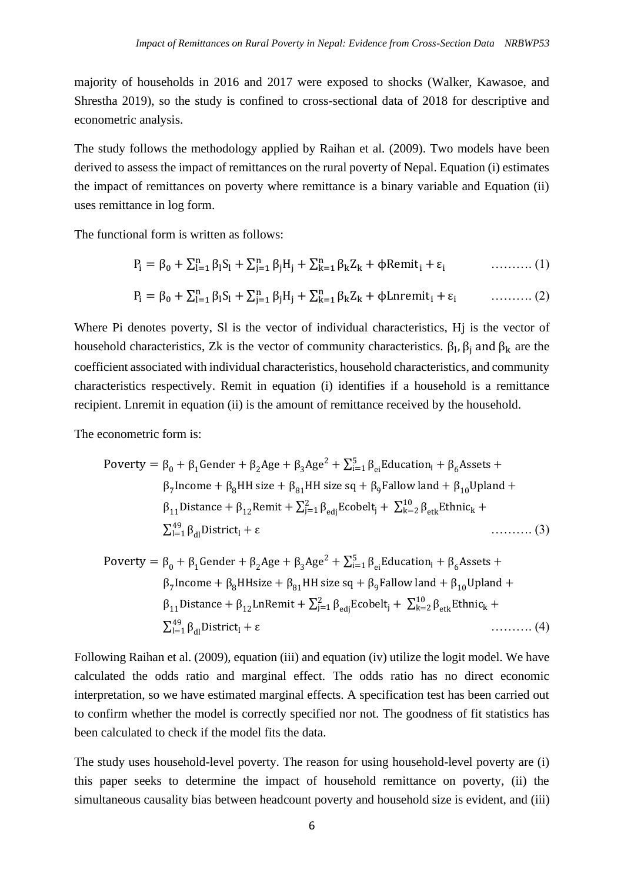majority of households in 2016 and 2017 were exposed to shocks (Walker, Kawasoe, and Shrestha 2019), so the study is confined to cross-sectional data of 2018 for descriptive and econometric analysis.

The study follows the methodology applied by Raihan et al. (2009). Two models have been derived to assess the impact of remittances on the rural poverty of Nepal. Equation (i) estimates the impact of remittances on poverty where remittance is a binary variable and Equation (ii) uses remittance in log form.

The functional form is written as follows:

$$P_i = \beta_0 + \sum_{l=1}^{n} \beta_l S_l + \sum_{j=1}^{n} \beta_j H_j + \sum_{k=1}^{n} \beta_k Z_k + \phi \text{Remit}_i + \varepsilon_i \qquad \ldots\ldots\ldots (1)$$

$$P_i = \beta_0 + \sum_{l=1}^{n} \beta_l S_l + \sum_{j=1}^{n} \beta_j H_j + \sum_{k=1}^{n} \beta_k Z_k + \phi \text{Lnremit}_i + \varepsilon_i \qquad \ldots\ldots\ldots (2)$$

Where Pi denotes poverty, Sl is the vector of individual characteristics, Hj is the vector of household characteristics, Zk is the vector of community characteristics. $\beta_l$, $\beta_j$ and $\beta_k$ are the coefficient associated with individual characteristics, household characteristics, and community characteristics respectively. Remit in equation (i) identifies if a household is a remittance recipient. Lnremit in equation (ii) is the amount of remittance received by the household.

The econometric form is:

$$\begin{aligned} \text{Poverty} = {} & \beta_0 + \beta_1 \text{Gender} + \beta_2 \text{Age} + \beta_3 \text{Age}^2 + \sum_{i=1}^{5} \beta_{ei} \text{Education}_i + \beta_6 \text{Assets} + \\ & \beta_7 \text{Income} + \beta_8 \text{HH size} + \beta_{81} \text{HH size sq} + \beta_9 \text{Fallow land} + \beta_{10} \text{Upland} + \\ & \beta_{11} \text{Distance} + \beta_{12} \text{Remit} + \sum_{j=1}^{2} \beta_{edj} \text{Ecobelt}_j + \sum_{k=2}^{10} \beta_{etk} \text{Ethnic}_k + \\ & \sum_{l=1}^{49} \beta_{dl} \text{District}_l + \varepsilon \qquad \ldots\ldots\ldots (3) \end{aligned}$$

$$\begin{aligned} \text{Poverty} = {} & \beta_0 + \beta_1 \text{Gender} + \beta_2 \text{Age} + \beta_3 \text{Age}^2 + \sum_{i=1}^{5} \beta_{ei} \text{Education}_i + \beta_6 \text{Assets} + \\ & \beta_7 \text{Income} + \beta_8 \text{HHsize} + \beta_{81} \text{HH size sq} + \beta_9 \text{Fallow land} + \beta_{10} \text{Upland} + \\ & \beta_{11} \text{Distance} + \beta_{12} \text{LnRemit} + \sum_{j=1}^{2} \beta_{edj} \text{Ecobelt}_j + \sum_{k=2}^{10} \beta_{etk} \text{Ethnic}_k + \\ & \sum_{l=1}^{49} \beta_{dl} \text{District}_l + \varepsilon \qquad \ldots\ldots\ldots (4) \end{aligned}$$

Following Raihan et al. (2009), equation (iii) and equation (iv) utilize the logit model. We have calculated the odds ratio and marginal effect. The odds ratio has no direct economic interpretation, so we have estimated marginal effects. A specification test has been carried out to confirm whether the model is correctly specified nor not. The goodness of fit statistics has been calculated to check if the model fits the data.

The study uses household-level poverty. The reason for using household-level poverty are (i) this paper seeks to determine the impact of household remittance on poverty, (ii) the simultaneous causality bias between headcount poverty and household size is evident, and (iii)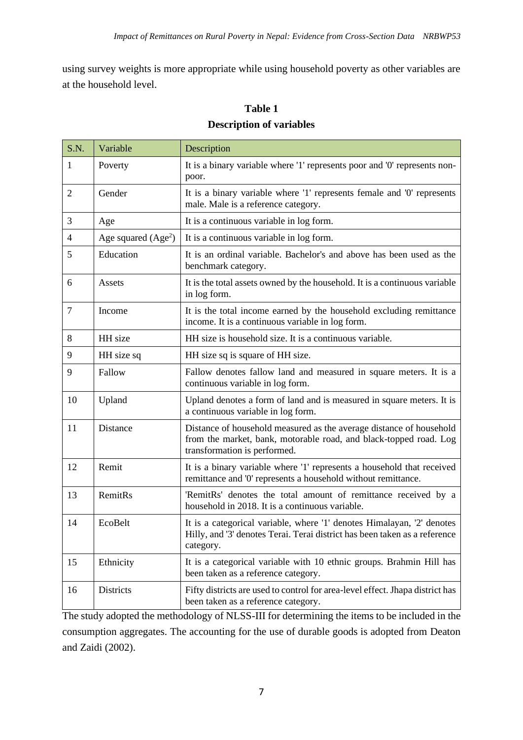using survey weights is more appropriate while using household poverty as other variables are at the household level.

**Table 1**
**Description of variables**

| S.N. | Variable | Description |
|---|---|---|
| 1 | Poverty | It is a binary variable where '1' represents poor and '0' represents non-poor. |
| 2 | Gender | It is a binary variable where '1' represents female and '0' represents male. Male is a reference category. |
| 3 | Age | It is a continuous variable in log form. |
| 4 | Age squared ($Age^2$) | It is a continuous variable in log form. |
| 5 | Education | It is an ordinal variable. Bachelor's and above has been used as the benchmark category. |
| 6 | Assets | It is the total assets owned by the household. It is a continuous variable in log form. |
| 7 | Income | It is the total income earned by the household excluding remittance income. It is a continuous variable in log form. |
| 8 | HH size | HH size is household size. It is a continuous variable. |
| 9 | HH size sq | HH size sq is square of HH size. |
| 9 | Fallow | Fallow denotes fallow land and measured in square meters. It is a continuous variable in log form. |
| 10 | Upland | Upland denotes a form of land and is measured in square meters. It is a continuous variable in log form. |
| 11 | Distance | Distance of household measured as the average distance of household from the market, bank, motorable road, and black-topped road. Log transformation is performed. |
| 12 | Remit | It is a binary variable where '1' represents a household that received remittance and '0' represents a household without remittance. |
| 13 | RemitRs | 'RemitRs' denotes the total amount of remittance received by a household in 2018. It is a continuous variable. |
| 14 | EcoBelt | It is a categorical variable, where '1' denotes Himalayan, '2' denotes Hilly, and '3' denotes Terai. Terai district has been taken as a reference category. |
| 15 | Ethnicity | It is a categorical variable with 10 ethnic groups. Brahmin Hill has been taken as a reference category. |
| 16 | Districts | Fifty districts are used to control for area-level effect. Jhapa district has been taken as a reference category. |

The study adopted the methodology of NLSS-III for determining the items to be included in the consumption aggregates. The accounting for the use of durable goods is adopted from Deaton and Zaidi (2002).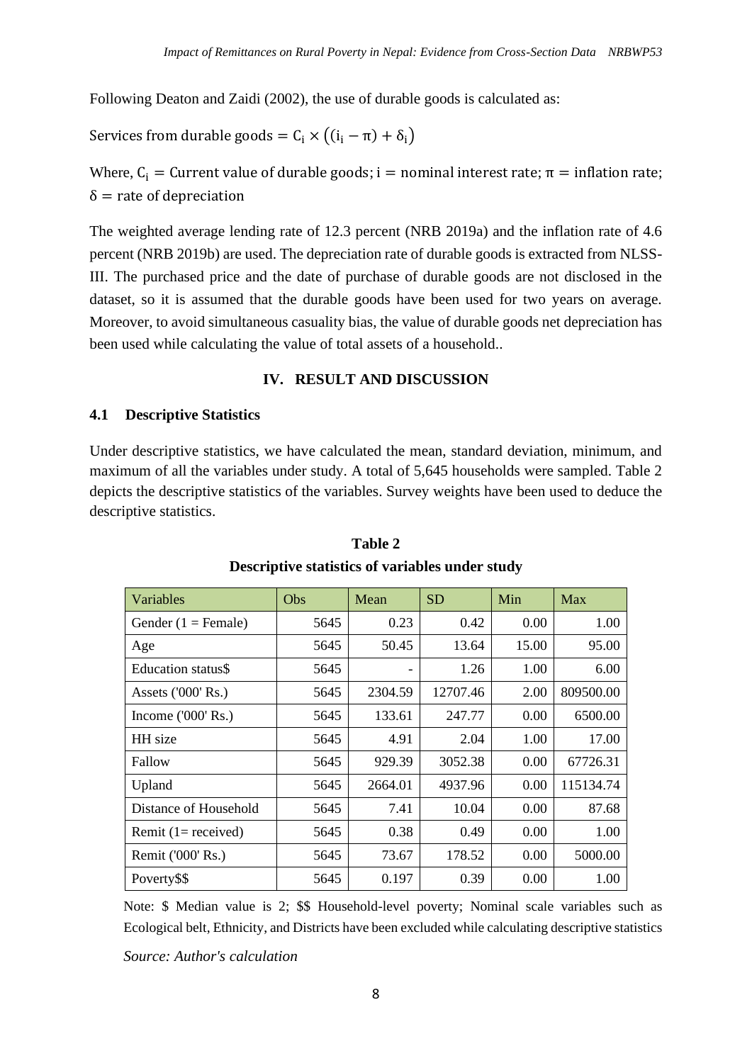Following Deaton and Zaidi (2002), the use of durable goods is calculated as:

$$\text{Services from durable goods} = C_i \times \left((i_i - \pi) + \delta_i\right)$$

Where, $C_i = \text{Current value of durable goods}$; $i = \text{nominal interest rate}$; $\pi = \text{inflation rate}$; $\delta = \text{rate of depreciation}$

The weighted average lending rate of 12.3 percent (NRB 2019a) and the inflation rate of 4.6 percent (NRB 2019b) are used. The depreciation rate of durable goods is extracted from NLSS-III. The purchased price and the date of purchase of durable goods are not disclosed in the dataset, so it is assumed that the durable goods have been used for two years on average. Moreover, to avoid simultaneous casuality bias, the value of durable goods net depreciation has been used while calculating the value of total assets of a household..

## IV. RESULT AND DISCUSSION

### 4.1 Descriptive Statistics

Under descriptive statistics, we have calculated the mean, standard deviation, minimum, and maximum of all the variables under study. A total of 5,645 households were sampled. Table 2 depicts the descriptive statistics of the variables. Survey weights have been used to deduce the descriptive statistics.

**Table 2**

**Descriptive statistics of variables under study**

| Variables | Obs | Mean | SD | Min | Max |
|---|---|---|---|---|---|
| Gender (1 = Female) | 5645 | 0.23 | 0.42 | 0.00 | 1.00 |
| Age | 5645 | 50.45 | 13.64 | 15.00 | 95.00 |
| Education status$ | 5645 | - | 1.26 | 1.00 | 6.00 |
| Assets ('000' Rs.) | 5645 | 2304.59 | 12707.46 | 2.00 | 809500.00 |
| Income ('000' Rs.) | 5645 | 133.61 | 247.77 | 0.00 | 6500.00 |
| HH size | 5645 | 4.91 | 2.04 | 1.00 | 17.00 |
| Fallow | 5645 | 929.39 | 3052.38 | 0.00 | 67726.31 |
| Upland | 5645 | 2664.01 | 4937.96 | 0.00 | 115134.74 |
| Distance of Household | 5645 | 7.41 | 10.04 | 0.00 | 87.68 |
| Remit (1= received) | 5645 | 0.38 | 0.49 | 0.00 | 1.00 |
| Remit ('000' Rs.) | 5645 | 73.67 | 178.52 | 0.00 | 5000.00 |
| Poverty$$ | 5645 | 0.197 | 0.39 | 0.00 | 1.00 |

Note: $ Median value is 2; $$ Household-level poverty; Nominal scale variables such as Ecological belt, Ethnicity, and Districts have been excluded while calculating descriptive statistics

*Source: Author's calculation*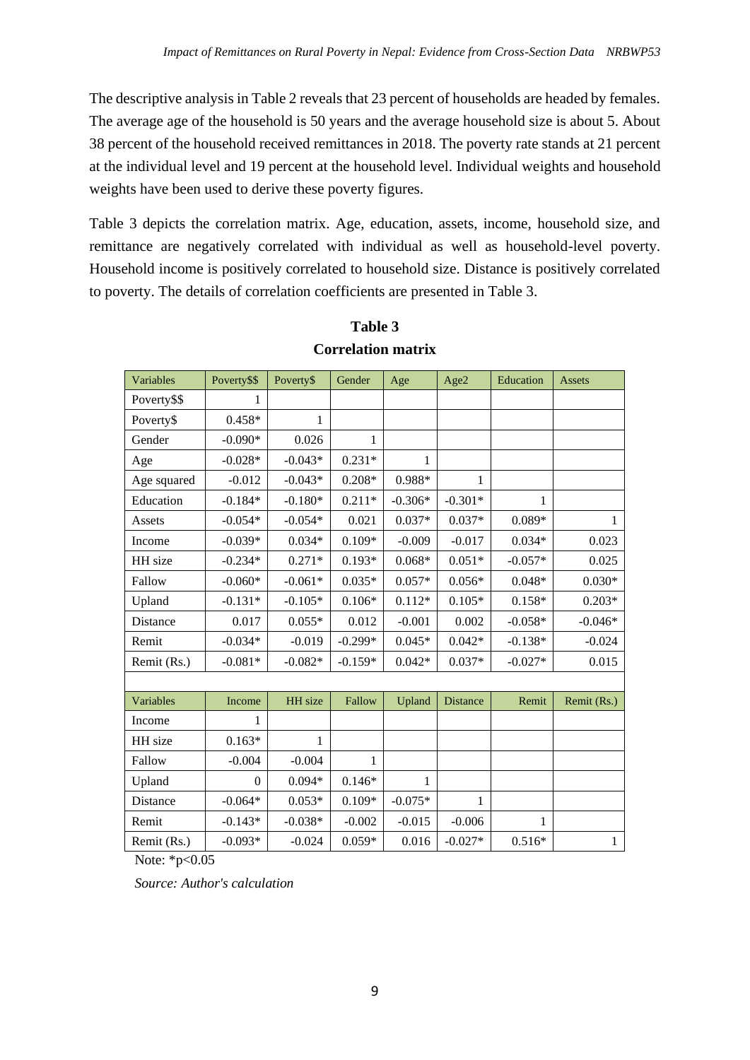The descriptive analysis in Table 2 reveals that 23 percent of households are headed by females. The average age of the household is 50 years and the average household size is about 5. About 38 percent of the household received remittances in 2018. The poverty rate stands at 21 percent at the individual level and 19 percent at the household level. Individual weights and household weights have been used to derive these poverty figures.

Table 3 depicts the correlation matrix. Age, education, assets, income, household size, and remittance are negatively correlated with individual as well as household-level poverty. Household income is positively correlated to household size. Distance is positively correlated to poverty. The details of correlation coefficients are presented in Table 3.

**Table 3**
**Correlation matrix**

| Variables | Poverty$$ | Poverty$ | Gender | Age | Age2 | Education | Assets |
|---|---|---|---|---|---|---|---|
| Poverty$$ | 1 | | | | | | |
| Poverty$ | 0.458* | 1 | | | | | |
| Gender | -0.090* | 0.026 | 1 | | | | |
| Age | -0.028* | -0.043* | 0.231* | 1 | | | |
| Age squared | -0.012 | -0.043* | 0.208* | 0.988* | 1 | | |
| Education | -0.184* | -0.180* | 0.211* | -0.306* | -0.301* | 1 | |
| Assets | -0.054* | -0.054* | 0.021 | 0.037* | 0.037* | 0.089* | 1 |
| Income | -0.039* | 0.034* | 0.109* | -0.009 | -0.017 | 0.034* | 0.023 |
| HH size | -0.234* | 0.271* | 0.193* | 0.068* | 0.051* | -0.057* | 0.025 |
| Fallow | -0.060* | -0.061* | 0.035* | 0.057* | 0.056* | 0.048* | 0.030* |
| Upland | -0.131* | -0.105* | 0.106* | 0.112* | 0.105* | 0.158* | 0.203* |
| Distance | 0.017 | 0.055* | 0.012 | -0.001 | 0.002 | -0.058* | -0.046* |
| Remit | -0.034* | -0.019 | -0.299* | 0.045* | 0.042* | -0.138* | -0.024 |
| Remit (Rs.) | -0.081* | -0.082* | -0.159* | 0.042* | 0.037* | -0.027* | 0.015 |
| | | | | | | | |
| **Variables** | **Income** | **HH size** | **Fallow** | **Upland** | **Distance** | **Remit** | **Remit (Rs.)** |
| Income | 1 | | | | | | |
| HH size | 0.163* | 1 | | | | | |
| Fallow | -0.004 | -0.004 | 1 | | | | |
| Upland | 0 | 0.094* | 0.146* | 1 | | | |
| Distance | -0.064* | 0.053* | 0.109* | -0.075* | 1 | | |
| Remit | -0.143* | -0.038* | -0.002 | -0.015 | -0.006 | 1 | |
| Remit (Rs.) | -0.093* | -0.024 | 0.059* | 0.016 | -0.027* | 0.516* | 1 |

Note: *p<0.05

*Source: Author's calculation*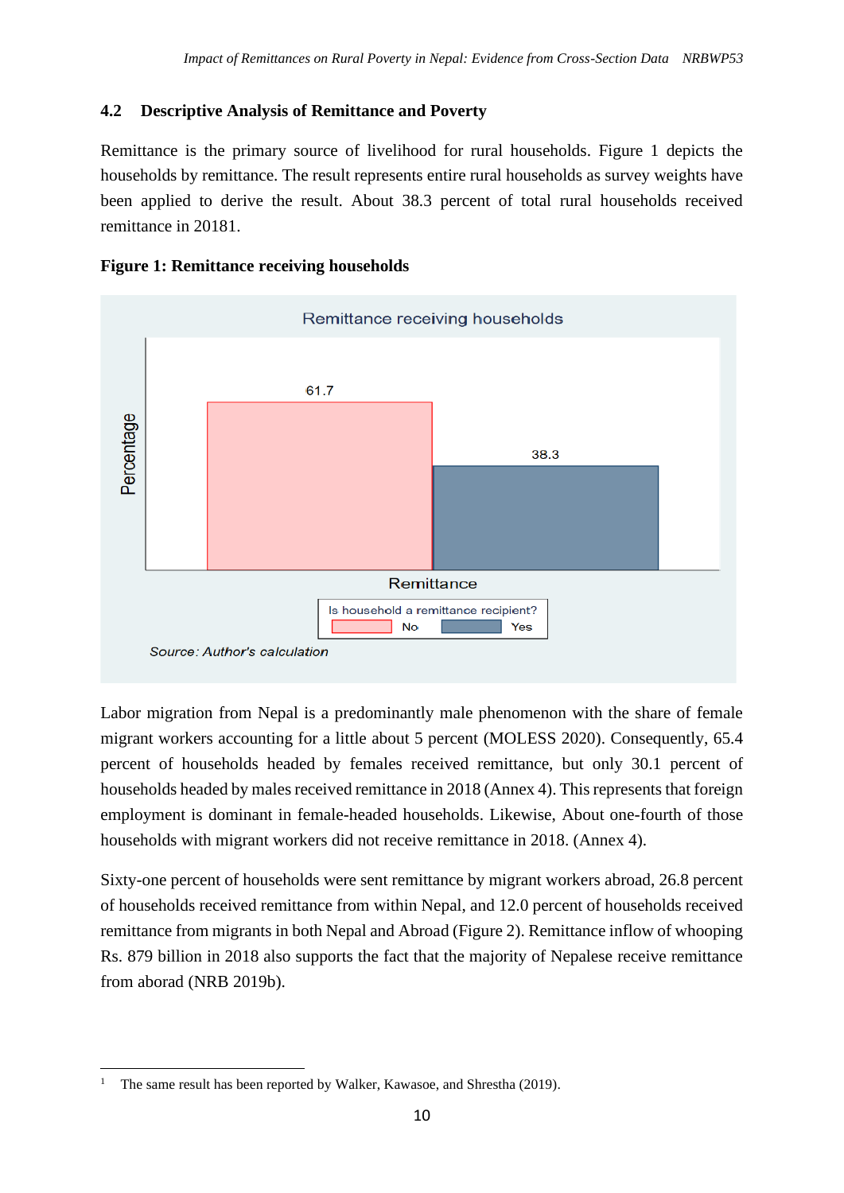## 4.2 Descriptive Analysis of Remittance and Poverty

Remittance is the primary source of livelihood for rural households. Figure 1 depicts the households by remittance. The result represents entire rural households as survey weights have been applied to derive the result. About 38.3 percent of total rural households received remittance in 2018[1].

**Figure 1: Remittance receiving households**

Remittance receiving households

| Is household a remittance recipient? | Percentage |
|---|---|
| No | 61.7 |
| Yes | 38.3 |

*Source: Author's calculation*

Labor migration from Nepal is a predominantly male phenomenon with the share of female migrant workers accounting for a little about 5 percent (MOLESS 2020). Consequently, 65.4 percent of households headed by females received remittance, but only 30.1 percent of households headed by males received remittance in 2018 (Annex 4). This represents that foreign employment is dominant in female-headed households. Likewise, About one-fourth of those households with migrant workers did not receive remittance in 2018. (Annex 4).

Sixty-one percent of households were sent remittance by migrant workers abroad, 26.8 percent of households received remittance from within Nepal, and 12.0 percent of households received remittance from migrants in both Nepal and Abroad (Figure 2). Remittance inflow of whooping Rs. 879 billion in 2018 also supports the fact that the majority of Nepalese receive remittance from aborad (NRB 2019b).

---

[1] The same result has been reported by Walker, Kawasoe, and Shrestha (2019).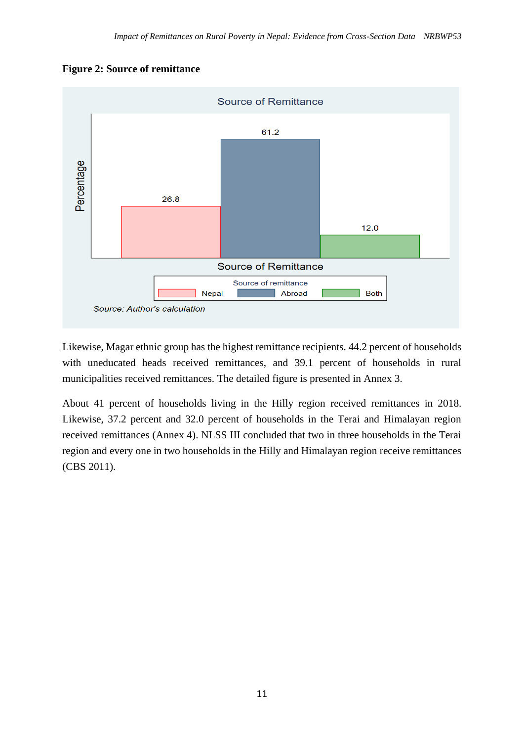**Figure 2: Source of remittance**

Source: Author's calculation

Likewise, Magar ethnic group has the highest remittance recipients. 44.2 percent of households with uneducated heads received remittances, and 39.1 percent of households in rural municipalities received remittances. The detailed figure is presented in Annex 3.

About 41 percent of households living in the Hilly region received remittances in 2018. Likewise, 37.2 percent and 32.0 percent of households in the Terai and Himalayan region received remittances (Annex 4). NLSS III concluded that two in three households in the Terai region and every one in two households in the Hilly and Himalayan region receive remittances (CBS 2011).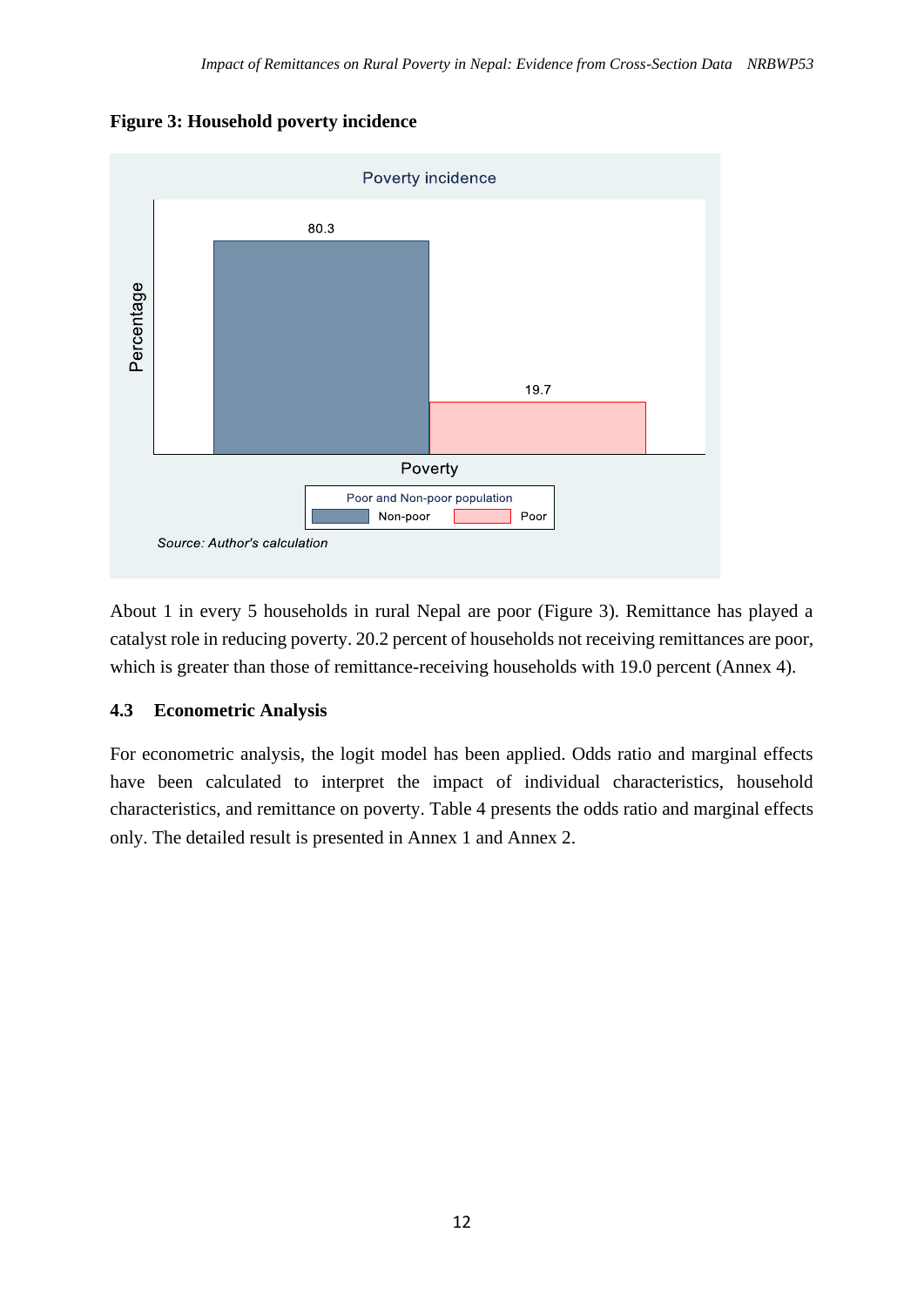**Figure 3: Household poverty incidence**

About 1 in every 5 households in rural Nepal are poor (Figure 3). Remittance has played a catalyst role in reducing poverty. 20.2 percent of households not receiving remittances are poor, which is greater than those of remittance-receiving households with 19.0 percent (Annex 4).

### 4.3 Econometric Analysis

For econometric analysis, the logit model has been applied. Odds ratio and marginal effects have been calculated to interpret the impact of individual characteristics, household characteristics, and remittance on poverty. Table 4 presents the odds ratio and marginal effects only. The detailed result is presented in Annex 1 and Annex 2.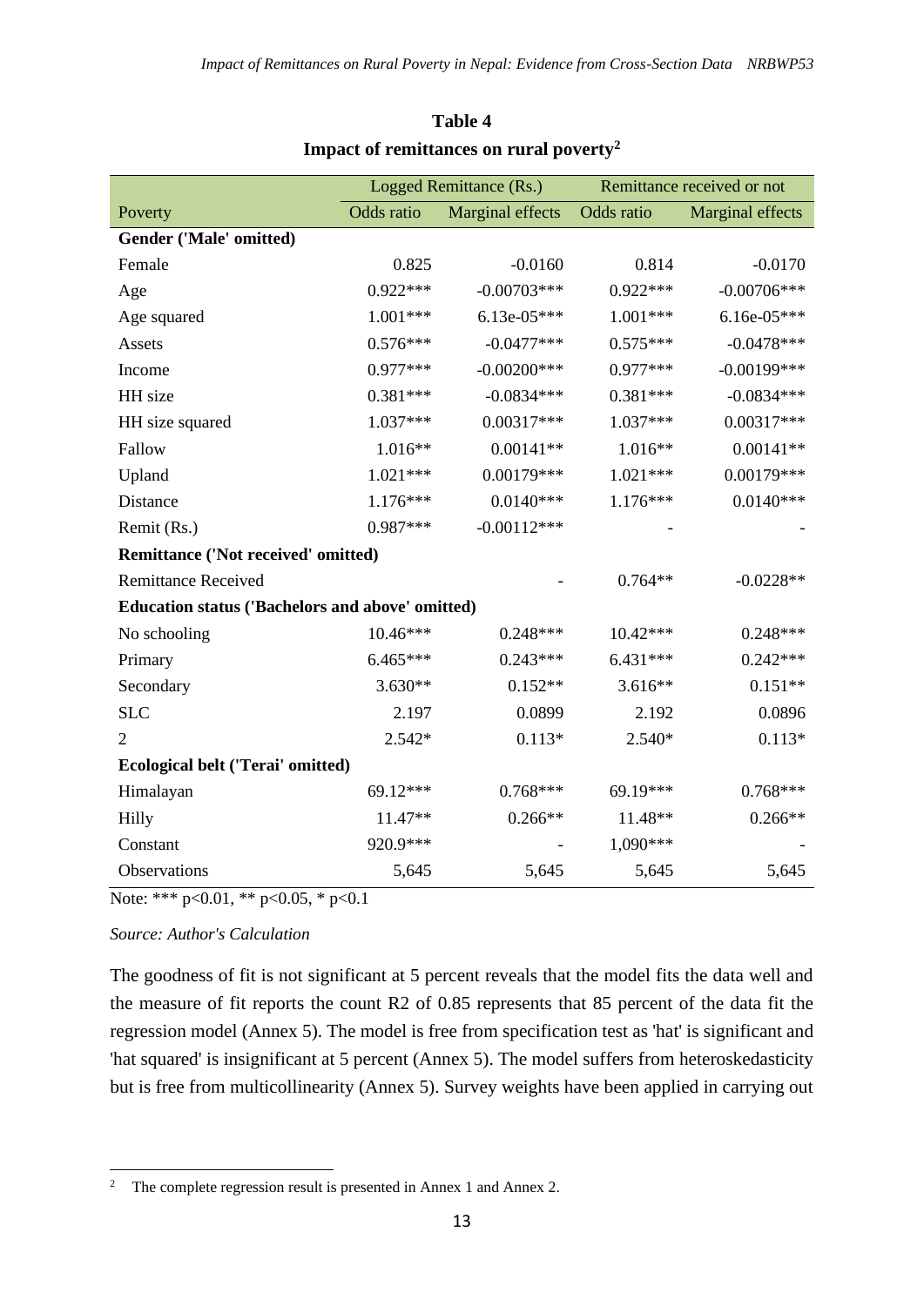**Table 4**

**Impact of remittances on rural poverty[2]**

| | Logged Remittance (Rs.) | | Remittance received or not | |
|---|---|---|---|---|
| Poverty | Odds ratio | Marginal effects | Odds ratio | Marginal effects |
| **Gender ('Male' omitted)** | | | | |
| Female | 0.825 | -0.0160 | 0.814 | -0.0170 |
| Age | 0.922*** | -0.00703*** | 0.922*** | -0.00706*** |
| Age squared | 1.001*** | 6.13e-05*** | 1.001*** | 6.16e-05*** |
| Assets | 0.576*** | -0.0477*** | 0.575*** | -0.0478*** |
| Income | 0.977*** | -0.00200*** | 0.977*** | -0.00199*** |
| HH size | 0.381*** | -0.0834*** | 0.381*** | -0.0834*** |
| HH size squared | 1.037*** | 0.00317*** | 1.037*** | 0.00317*** |
| Fallow | 1.016** | 0.00141** | 1.016** | 0.00141** |
| Upland | 1.021*** | 0.00179*** | 1.021*** | 0.00179*** |
| Distance | 1.176*** | 0.0140*** | 1.176*** | 0.0140*** |
| Remit (Rs.) | 0.987*** | -0.00112*** | - | - |
| **Remittance ('Not received' omitted)** | | | | |
| Remittance Received | | - | 0.764** | -0.0228** |
| **Education status ('Bachelors and above' omitted)** | | | | |
| No schooling | 10.46*** | 0.248*** | 10.42*** | 0.248*** |
| Primary | 6.465*** | 0.243*** | 6.431*** | 0.242*** |
| Secondary | 3.630** | 0.152** | 3.616** | 0.151** |
| SLC | 2.197 | 0.0899 | 2.192 | 0.0896 |
| 2 | 2.542* | 0.113* | 2.540* | 0.113* |
| **Ecological belt ('Terai' omitted)** | | | | |
| Himalayan | 69.12*** | 0.768*** | 69.19*** | 0.768*** |
| Hilly | 11.47** | 0.266** | 11.48** | 0.266** |
| Constant | 920.9*** | - | 1,090*** | - |
| Observations | 5,645 | 5,645 | 5,645 | 5,645 |

Note: *** p<0.01, ** p<0.05, * p<0.1

*Source: Author's Calculation*

The goodness of fit is not significant at 5 percent reveals that the model fits the data well and the measure of fit reports the count R2 of 0.85 represents that 85 percent of the data fit the regression model (Annex 5). The model is free from specification test as 'hat' is significant and 'hat squared' is insignificant at 5 percent (Annex 5). The model suffers from heteroskedasticity but is free from multicollinearity (Annex 5). Survey weights have been applied in carrying out

[2] The complete regression result is presented in Annex 1 and Annex 2.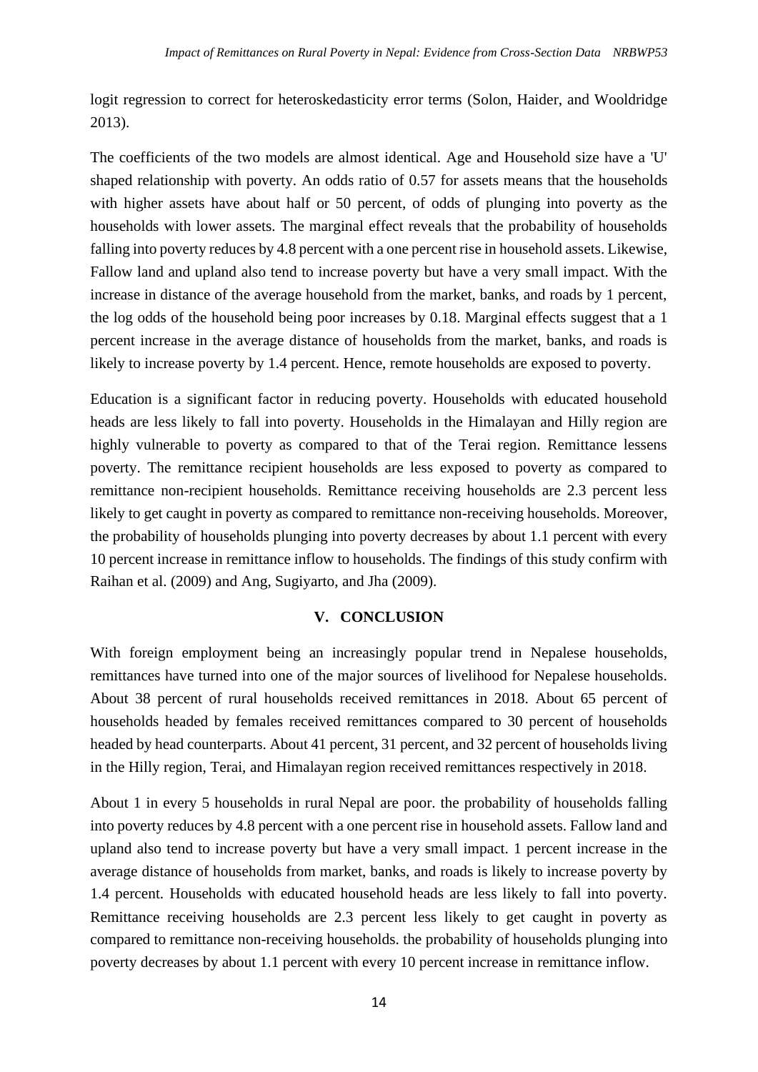logit regression to correct for heteroskedasticity error terms (Solon, Haider, and Wooldridge 2013).

The coefficients of the two models are almost identical. Age and Household size have a 'U' shaped relationship with poverty. An odds ratio of 0.57 for assets means that the households with higher assets have about half or 50 percent, of odds of plunging into poverty as the households with lower assets. The marginal effect reveals that the probability of households falling into poverty reduces by 4.8 percent with a one percent rise in household assets. Likewise, Fallow land and upland also tend to increase poverty but have a very small impact. With the increase in distance of the average household from the market, banks, and roads by 1 percent, the log odds of the household being poor increases by 0.18. Marginal effects suggest that a 1 percent increase in the average distance of households from the market, banks, and roads is likely to increase poverty by 1.4 percent. Hence, remote households are exposed to poverty.

Education is a significant factor in reducing poverty. Households with educated household heads are less likely to fall into poverty. Households in the Himalayan and Hilly region are highly vulnerable to poverty as compared to that of the Terai region. Remittance lessens poverty. The remittance recipient households are less exposed to poverty as compared to remittance non-recipient households. Remittance receiving households are 2.3 percent less likely to get caught in poverty as compared to remittance non-receiving households. Moreover, the probability of households plunging into poverty decreases by about 1.1 percent with every 10 percent increase in remittance inflow to households. The findings of this study confirm with Raihan et al. (2009) and Ang, Sugiyarto, and Jha (2009).

## V. CONCLUSION

With foreign employment being an increasingly popular trend in Nepalese households, remittances have turned into one of the major sources of livelihood for Nepalese households. About 38 percent of rural households received remittances in 2018. About 65 percent of households headed by females received remittances compared to 30 percent of households headed by head counterparts. About 41 percent, 31 percent, and 32 percent of households living in the Hilly region, Terai, and Himalayan region received remittances respectively in 2018.

About 1 in every 5 households in rural Nepal are poor. the probability of households falling into poverty reduces by 4.8 percent with a one percent rise in household assets. Fallow land and upland also tend to increase poverty but have a very small impact. 1 percent increase in the average distance of households from market, banks, and roads is likely to increase poverty by 1.4 percent. Households with educated household heads are less likely to fall into poverty. Remittance receiving households are 2.3 percent less likely to get caught in poverty as compared to remittance non-receiving households. the probability of households plunging into poverty decreases by about 1.1 percent with every 10 percent increase in remittance inflow.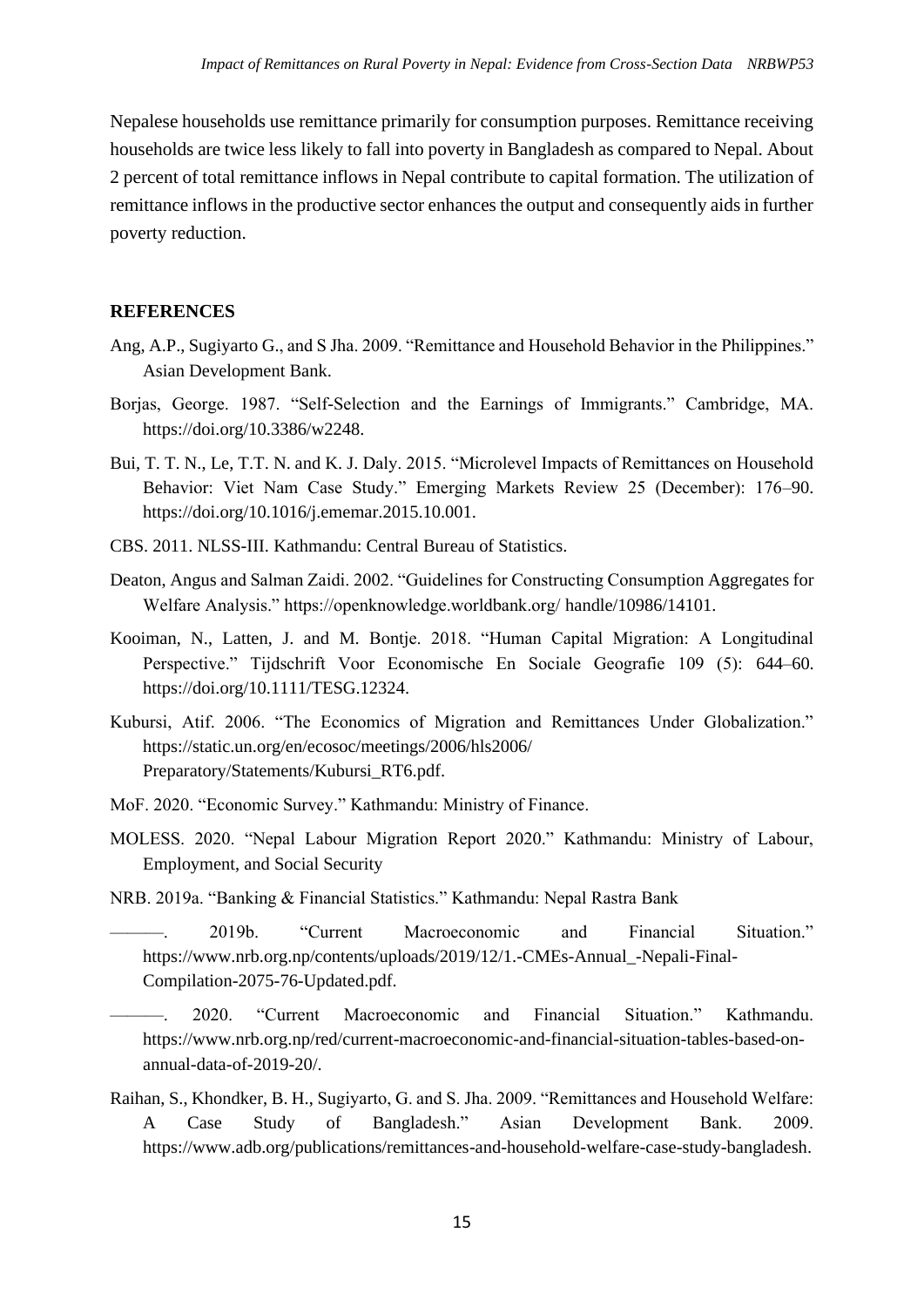Nepalese households use remittance primarily for consumption purposes. Remittance receiving households are twice less likely to fall into poverty in Bangladesh as compared to Nepal. About 2 percent of total remittance inflows in Nepal contribute to capital formation. The utilization of remittance inflows in the productive sector enhances the output and consequently aids in further poverty reduction.

## REFERENCES

Ang, A.P., Sugiyarto G., and S Jha. 2009. "Remittance and Household Behavior in the Philippines." Asian Development Bank.

Borjas, George. 1987. "Self-Selection and the Earnings of Immigrants." Cambridge, MA. https://doi.org/10.3386/w2248.

Bui, T. T. N., Le, T.T. N. and K. J. Daly. 2015. "Microlevel Impacts of Remittances on Household Behavior: Viet Nam Case Study." Emerging Markets Review 25 (December): 176–90. https://doi.org/10.1016/j.ememar.2015.10.001.

CBS. 2011. NLSS-III. Kathmandu: Central Bureau of Statistics.

Deaton, Angus and Salman Zaidi. 2002. "Guidelines for Constructing Consumption Aggregates for Welfare Analysis." https://openknowledge.worldbank.org/ handle/10986/14101.

Kooiman, N., Latten, J. and M. Bontje. 2018. "Human Capital Migration: A Longitudinal Perspective." Tijdschrift Voor Economische En Sociale Geografie 109 (5): 644–60. https://doi.org/10.1111/TESG.12324.

Kubursi, Atif. 2006. "The Economics of Migration and Remittances Under Globalization." https://static.un.org/en/ecosoc/meetings/2006/hls2006/ Preparatory/Statements/Kubursi_RT6.pdf.

MoF. 2020. "Economic Survey." Kathmandu: Ministry of Finance.

MOLESS. 2020. "Nepal Labour Migration Report 2020." Kathmandu: Ministry of Labour, Employment, and Social Security

NRB. 2019a. "Banking & Financial Statistics." Kathmandu: Nepal Rastra Bank

———. 2019b. "Current Macroeconomic and Financial Situation." https://www.nrb.org.np/contents/uploads/2019/12/1.-CMEs-Annual_-Nepali-Final-Compilation-2075-76-Updated.pdf.

———. 2020. "Current Macroeconomic and Financial Situation." Kathmandu. https://www.nrb.org.np/red/current-macroeconomic-and-financial-situation-tables-based-on-annual-data-of-2019-20/.

Raihan, S., Khondker, B. H., Sugiyarto, G. and S. Jha. 2009. "Remittances and Household Welfare: A Case Study of Bangladesh." Asian Development Bank. 2009. https://www.adb.org/publications/remittances-and-household-welfare-case-study-bangladesh.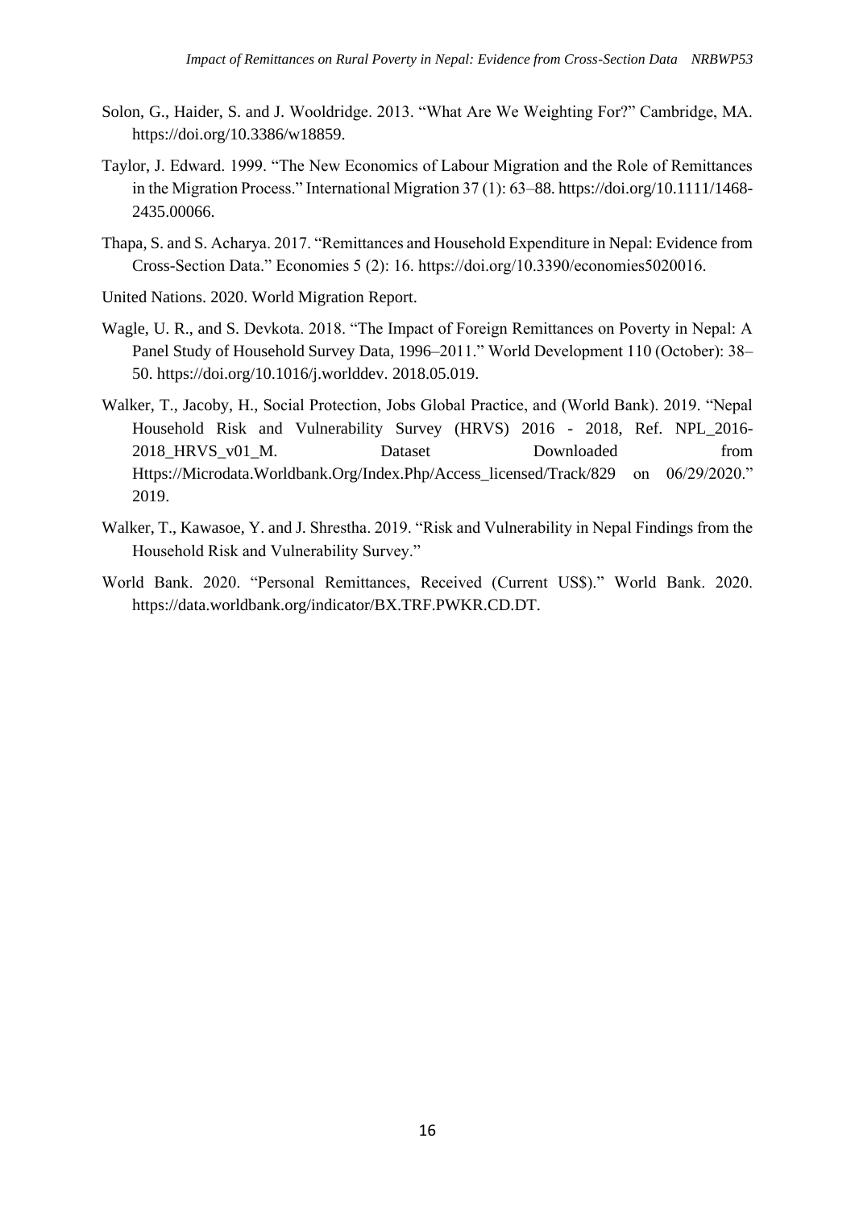Solon, G., Haider, S. and J. Wooldridge. 2013. "What Are We Weighting For?" Cambridge, MA. https://doi.org/10.3386/w18859.

Taylor, J. Edward. 1999. "The New Economics of Labour Migration and the Role of Remittances in the Migration Process." International Migration 37 (1): 63–88. https://doi.org/10.1111/1468-2435.00066.

Thapa, S. and S. Acharya. 2017. "Remittances and Household Expenditure in Nepal: Evidence from Cross-Section Data." Economies 5 (2): 16. https://doi.org/10.3390/economies5020016.

United Nations. 2020. World Migration Report.

Wagle, U. R., and S. Devkota. 2018. "The Impact of Foreign Remittances on Poverty in Nepal: A Panel Study of Household Survey Data, 1996–2011." World Development 110 (October): 38–50. https://doi.org/10.1016/j.worlddev. 2018.05.019.

Walker, T., Jacoby, H., Social Protection, Jobs Global Practice, and (World Bank). 2019. "Nepal Household Risk and Vulnerability Survey (HRVS) 2016 - 2018, Ref. NPL_2016-2018_HRVS_v01_M. Dataset Downloaded from Https://Microdata.Worldbank.Org/Index.Php/Access_licensed/Track/829 on 06/29/2020." 2019.

Walker, T., Kawasoe, Y. and J. Shrestha. 2019. "Risk and Vulnerability in Nepal Findings from the Household Risk and Vulnerability Survey."

World Bank. 2020. "Personal Remittances, Received (Current US$)." World Bank. 2020. https://data.worldbank.org/indicator/BX.TRF.PWKR.CD.DT.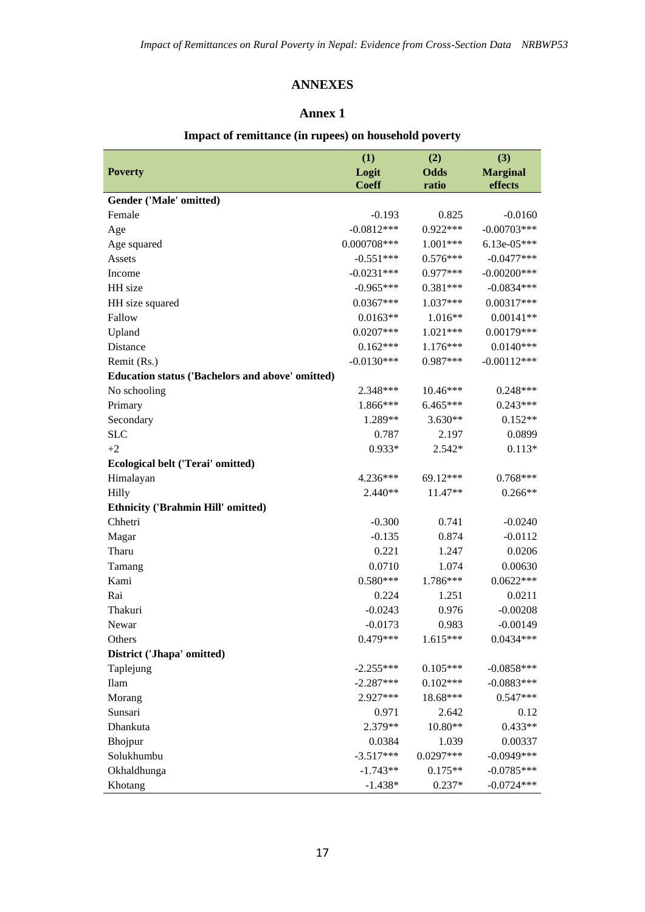# ANNEXES

## Annex 1

### Impact of remittance (in rupees) on household poverty

| Poverty | (1) Logit Coeff | (2) Odds ratio | (3) Marginal effects |
|---|---|---|---|
| **Gender ('Male' omitted)** | | | |
| Female | -0.193 | 0.825 | -0.0160 |
| Age | -0.0812*** | 0.922*** | -0.00703*** |
| Age squared | 0.000708*** | 1.001*** | 6.13e-05*** |
| Assets | -0.551*** | 0.576*** | -0.0477*** |
| Income | -0.0231*** | 0.977*** | -0.00200*** |
| HH size | -0.965*** | 0.381*** | -0.0834*** |
| HH size squared | 0.0367*** | 1.037*** | 0.00317*** |
| Fallow | 0.0163** | 1.016** | 0.00141** |
| Upland | 0.0207*** | 1.021*** | 0.00179*** |
| Distance | 0.162*** | 1.176*** | 0.0140*** |
| Remit (Rs.) | -0.0130*** | 0.987*** | -0.00112*** |
| **Education status ('Bachelors and above' omitted)** | | | |
| No schooling | 2.348*** | 10.46*** | 0.248*** |
| Primary | 1.866*** | 6.465*** | 0.243*** |
| Secondary | 1.289** | 3.630** | 0.152** |
| SLC | 0.787 | 2.197 | 0.0899 |
| +2 | 0.933* | 2.542* | 0.113* |
| **Ecological belt ('Terai' omitted)** | | | |
| Himalayan | 4.236*** | 69.12*** | 0.768*** |
| Hilly | 2.440** | 11.47** | 0.266** |
| **Ethnicity ('Brahmin Hill' omitted)** | | | |
| Chhetri | -0.300 | 0.741 | -0.0240 |
| Magar | -0.135 | 0.874 | -0.0112 |
| Tharu | 0.221 | 1.247 | 0.0206 |
| Tamang | 0.0710 | 1.074 | 0.00630 |
| Kami | 0.580*** | 1.786*** | 0.0622*** |
| Rai | 0.224 | 1.251 | 0.0211 |
| Thakuri | -0.0243 | 0.976 | -0.00208 |
| Newar | -0.0173 | 0.983 | -0.00149 |
| Others | 0.479*** | 1.615*** | 0.0434*** |
| **District ('Jhapa' omitted)** | | | |
| Taplejung | -2.255*** | 0.105*** | -0.0858*** |
| Ilam | -2.287*** | 0.102*** | -0.0883*** |
| Morang | 2.927*** | 18.68*** | 0.547*** |
| Sunsari | 0.971 | 2.642 | 0.12 |
| Dhankuta | 2.379** | 10.80** | 0.433** |
| Bhojpur | 0.0384 | 1.039 | 0.00337 |
| Solukhumbu | -3.517*** | 0.0297*** | -0.0949*** |
| Okhaldhunga | -1.743** | 0.175** | -0.0785*** |
| Khotang | -1.438* | 0.237* | -0.0724*** |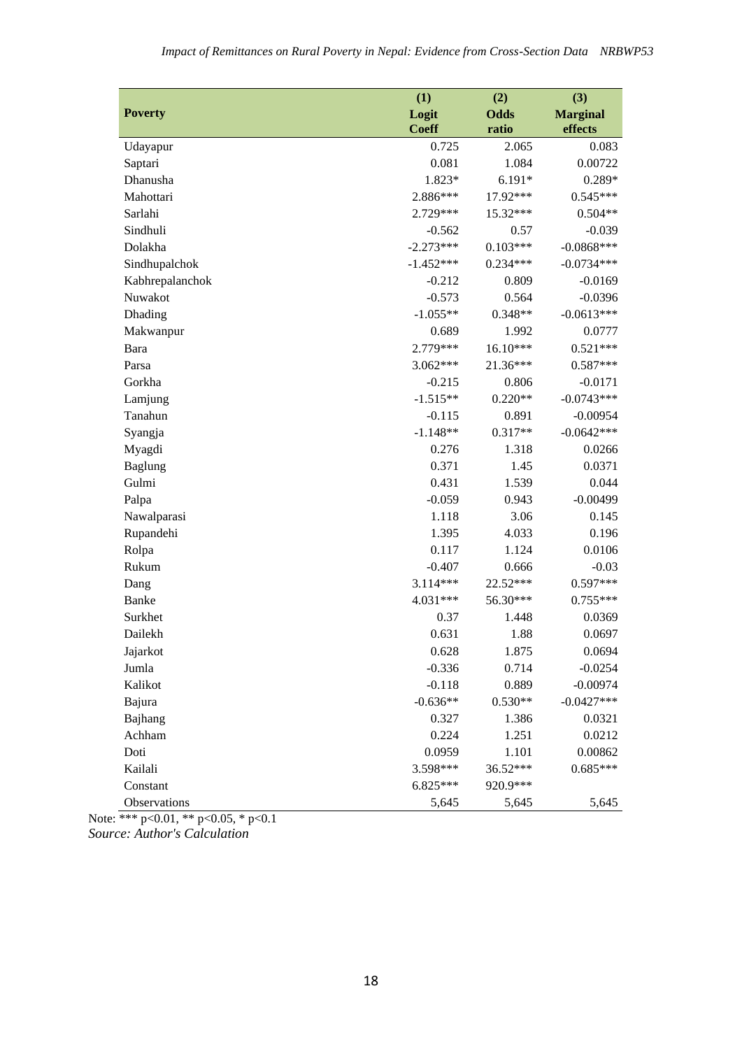| Poverty | (1)<br>Logit<br>Coeff | (2)<br>Odds<br>ratio | (3)<br>Marginal<br>effects |
|---|---|---|---|
| Udayapur | 0.725 | 2.065 | 0.083 |
| Saptari | 0.081 | 1.084 | 0.00722 |
| Dhanusha | 1.823* | 6.191* | 0.289* |
| Mahottari | 2.886*** | 17.92*** | 0.545*** |
| Sarlahi | 2.729*** | 15.32*** | 0.504** |
| Sindhuli | -0.562 | 0.57 | -0.039 |
| Dolakha | -2.273*** | 0.103*** | -0.0868*** |
| Sindhupalchok | -1.452*** | 0.234*** | -0.0734*** |
| Kabhrepalanchok | -0.212 | 0.809 | -0.0169 |
| Nuwakot | -0.573 | 0.564 | -0.0396 |
| Dhading | -1.055** | 0.348** | -0.0613*** |
| Makwanpur | 0.689 | 1.992 | 0.0777 |
| Bara | 2.779*** | 16.10*** | 0.521*** |
| Parsa | 3.062*** | 21.36*** | 0.587*** |
| Gorkha | -0.215 | 0.806 | -0.0171 |
| Lamjung | -1.515** | 0.220** | -0.0743*** |
| Tanahun | -0.115 | 0.891 | -0.00954 |
| Syangja | -1.148** | 0.317** | -0.0642*** |
| Myagdi | 0.276 | 1.318 | 0.0266 |
| Baglung | 0.371 | 1.45 | 0.0371 |
| Gulmi | 0.431 | 1.539 | 0.044 |
| Palpa | -0.059 | 0.943 | -0.00499 |
| Nawalparasi | 1.118 | 3.06 | 0.145 |
| Rupandehi | 1.395 | 4.033 | 0.196 |
| Rolpa | 0.117 | 1.124 | 0.0106 |
| Rukum | -0.407 | 0.666 | -0.03 |
| Dang | 3.114*** | 22.52*** | 0.597*** |
| Banke | 4.031*** | 56.30*** | 0.755*** |
| Surkhet | 0.37 | 1.448 | 0.0369 |
| Dailekh | 0.631 | 1.88 | 0.0697 |
| Jajarkot | 0.628 | 1.875 | 0.0694 |
| Jumla | -0.336 | 0.714 | -0.0254 |
| Kalikot | -0.118 | 0.889 | -0.00974 |
| Bajura | -0.636** | 0.530** | -0.0427*** |
| Bajhang | 0.327 | 1.386 | 0.0321 |
| Achham | 0.224 | 1.251 | 0.0212 |
| Doti | 0.0959 | 1.101 | 0.00862 |
| Kailali | 3.598*** | 36.52*** | 0.685*** |
| Constant | 6.825*** | 920.9*** | |
| Observations | 5,645 | 5,645 | 5,645 |

Note: *** p<0.01, ** p<0.05, * p<0.1

*Source: Author's Calculation*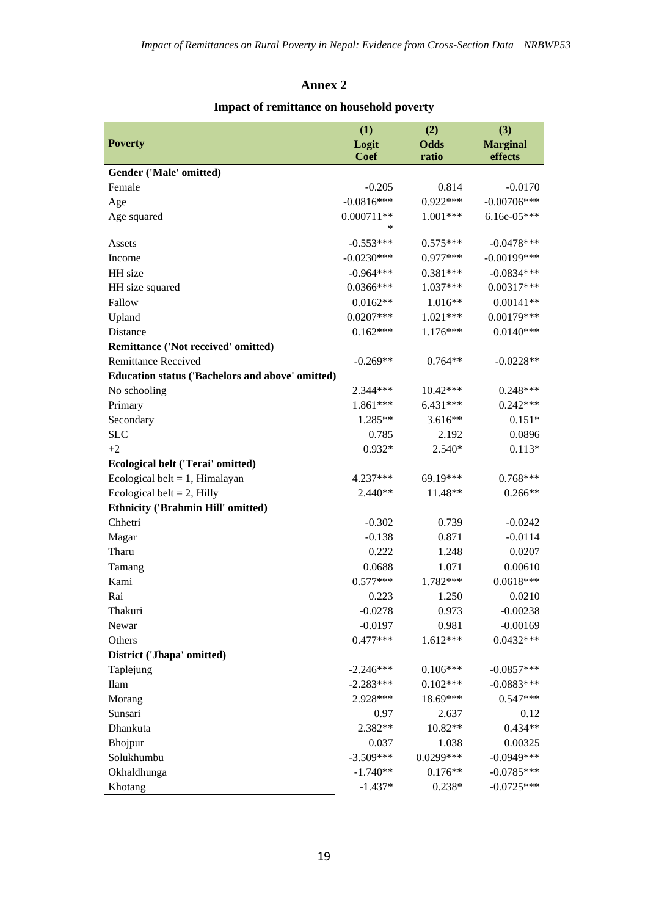## Annex 2

### Impact of remittance on household poverty

| Poverty | (1) Logit Coef | (2) Odds ratio | (3) Marginal effects |
|---|---|---|---|
| **Gender ('Male' omitted)** | | | |
| Female | -0.205 | 0.814 | -0.0170 |
| Age | -0.0816*** | 0.922*** | -0.00706*** |
| Age squared | 0.000711*** | 1.001*** | 6.16e-05*** |
| Assets | -0.553*** | 0.575*** | -0.0478*** |
| Income | -0.0230*** | 0.977*** | -0.00199*** |
| HH size | -0.964*** | 0.381*** | -0.0834*** |
| HH size squared | 0.0366*** | 1.037*** | 0.00317*** |
| Fallow | 0.0162** | 1.016** | 0.00141** |
| Upland | 0.0207*** | 1.021*** | 0.00179*** |
| Distance | 0.162*** | 1.176*** | 0.0140*** |
| **Remittance ('Not received' omitted)** | | | |
| Remittance Received | -0.269** | 0.764** | -0.0228** |
| **Education status ('Bachelors and above' omitted)** | | | |
| No schooling | 2.344*** | 10.42*** | 0.248*** |
| Primary | 1.861*** | 6.431*** | 0.242*** |
| Secondary | 1.285** | 3.616** | 0.151* |
| SLC | 0.785 | 2.192 | 0.0896 |
| +2 | 0.932* | 2.540* | 0.113* |
| **Ecological belt ('Terai' omitted)** | | | |
| Ecological belt = 1, Himalayan | 4.237*** | 69.19*** | 0.768*** |
| Ecological belt = 2, Hilly | 2.440** | 11.48** | 0.266** |
| **Ethnicity ('Brahmin Hill' omitted)** | | | |
| Chhetri | -0.302 | 0.739 | -0.0242 |
| Magar | -0.138 | 0.871 | -0.0114 |
| Tharu | 0.222 | 1.248 | 0.0207 |
| Tamang | 0.0688 | 1.071 | 0.00610 |
| Kami | 0.577*** | 1.782*** | 0.0618*** |
| Rai | 0.223 | 1.250 | 0.0210 |
| Thakuri | -0.0278 | 0.973 | -0.00238 |
| Newar | -0.0197 | 0.981 | -0.00169 |
| Others | 0.477*** | 1.612*** | 0.0432*** |
| **District ('Jhapa' omitted)** | | | |
| Taplejung | -2.246*** | 0.106*** | -0.0857*** |
| Ilam | -2.283*** | 0.102*** | -0.0883*** |
| Morang | 2.928*** | 18.69*** | 0.547*** |
| Sunsari | 0.97 | 2.637 | 0.12 |
| Dhankuta | 2.382** | 10.82** | 0.434** |
| Bhojpur | 0.037 | 1.038 | 0.00325 |
| Solukhumbu | -3.509*** | 0.0299*** | -0.0949*** |
| Okhaldhunga | -1.740** | 0.176** | -0.0785*** |
| Khotang | -1.437* | 0.238* | -0.0725*** |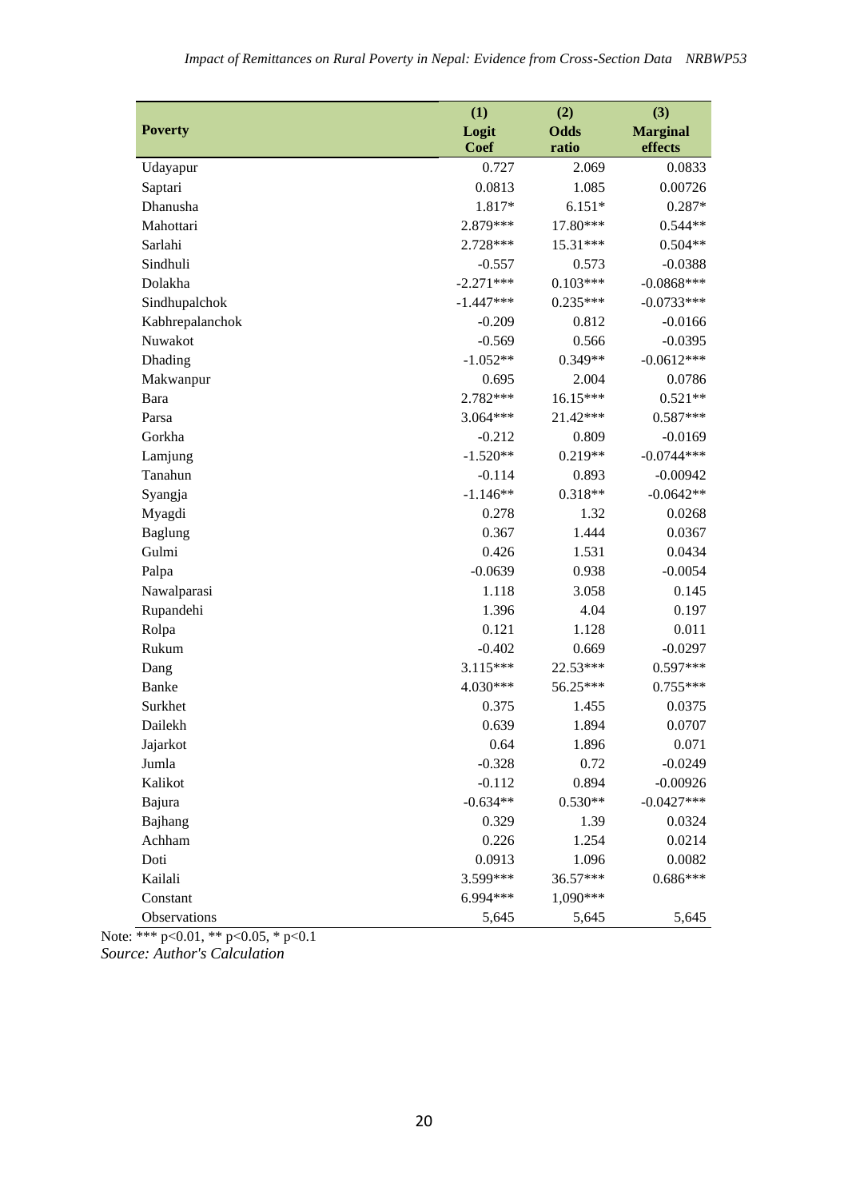| Poverty | (1) Logit Coef | (2) Odds ratio | (3) Marginal effects |
|---|---|---|---|
| Udayapur | 0.727 | 2.069 | 0.0833 |
| Saptari | 0.0813 | 1.085 | 0.00726 |
| Dhanusha | 1.817* | 6.151* | 0.287* |
| Mahottari | 2.879*** | 17.80*** | 0.544** |
| Sarlahi | 2.728*** | 15.31*** | 0.504** |
| Sindhuli | -0.557 | 0.573 | -0.0388 |
| Dolakha | -2.271*** | 0.103*** | -0.0868*** |
| Sindhupalchok | -1.447*** | 0.235*** | -0.0733*** |
| Kabhrepalanchok | -0.209 | 0.812 | -0.0166 |
| Nuwakot | -0.569 | 0.566 | -0.0395 |
| Dhading | -1.052** | 0.349** | -0.0612*** |
| Makwanpur | 0.695 | 2.004 | 0.0786 |
| Bara | 2.782*** | 16.15*** | 0.521** |
| Parsa | 3.064*** | 21.42*** | 0.587*** |
| Gorkha | -0.212 | 0.809 | -0.0169 |
| Lamjung | -1.520** | 0.219** | -0.0744*** |
| Tanahun | -0.114 | 0.893 | -0.00942 |
| Syangja | -1.146** | 0.318** | -0.0642** |
| Myagdi | 0.278 | 1.32 | 0.0268 |
| Baglung | 0.367 | 1.444 | 0.0367 |
| Gulmi | 0.426 | 1.531 | 0.0434 |
| Palpa | -0.0639 | 0.938 | -0.0054 |
| Nawalparasi | 1.118 | 3.058 | 0.145 |
| Rupandehi | 1.396 | 4.04 | 0.197 |
| Rolpa | 0.121 | 1.128 | 0.011 |
| Rukum | -0.402 | 0.669 | -0.0297 |
| Dang | 3.115*** | 22.53*** | 0.597*** |
| Banke | 4.030*** | 56.25*** | 0.755*** |
| Surkhet | 0.375 | 1.455 | 0.0375 |
| Dailekh | 0.639 | 1.894 | 0.0707 |
| Jajarkot | 0.64 | 1.896 | 0.071 |
| Jumla | -0.328 | 0.72 | -0.0249 |
| Kalikot | -0.112 | 0.894 | -0.00926 |
| Bajura | -0.634** | 0.530** | -0.0427*** |
| Bajhang | 0.329 | 1.39 | 0.0324 |
| Achham | 0.226 | 1.254 | 0.0214 |
| Doti | 0.0913 | 1.096 | 0.0082 |
| Kailali | 3.599*** | 36.57*** | 0.686*** |
| Constant | 6.994*** | 1,090*** | |
| Observations | 5,645 | 5,645 | 5,645 |

Note: *** p<0.01, ** p<0.05, * p<0.1

*Source: Author's Calculation*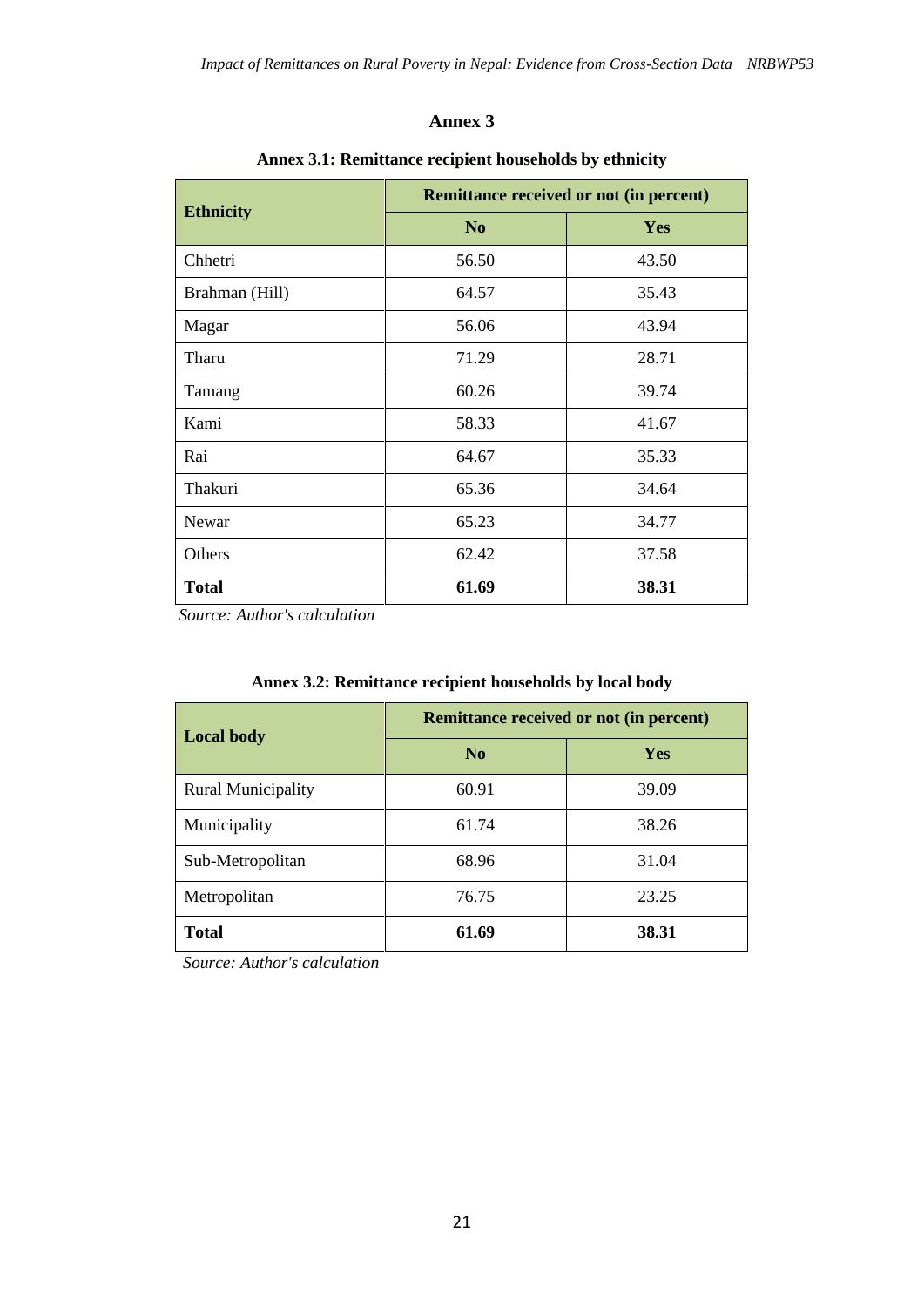# Annex 3

**Annex 3.1: Remittance recipient households by ethnicity**

| Ethnicity | Remittance received or not (in percent) | |
|---|---|---|
| | No | Yes |
| Chhetri | 56.50 | 43.50 |
| Brahman (Hill) | 64.57 | 35.43 |
| Magar | 56.06 | 43.94 |
| Tharu | 71.29 | 28.71 |
| Tamang | 60.26 | 39.74 |
| Kami | 58.33 | 41.67 |
| Rai | 64.67 | 35.33 |
| Thakuri | 65.36 | 34.64 |
| Newar | 65.23 | 34.77 |
| Others | 62.42 | 37.58 |
| **Total** | **61.69** | **38.31** |

*Source: Author's calculation*

**Annex 3.2: Remittance recipient households by local body**

| Local body | Remittance received or not (in percent) | |
|---|---|---|
| | No | Yes |
| Rural Municipality | 60.91 | 39.09 |
| Municipality | 61.74 | 38.26 |
| Sub-Metropolitan | 68.96 | 31.04 |
| Metropolitan | 76.75 | 23.25 |
| **Total** | **61.69** | **38.31** |

*Source: Author's calculation*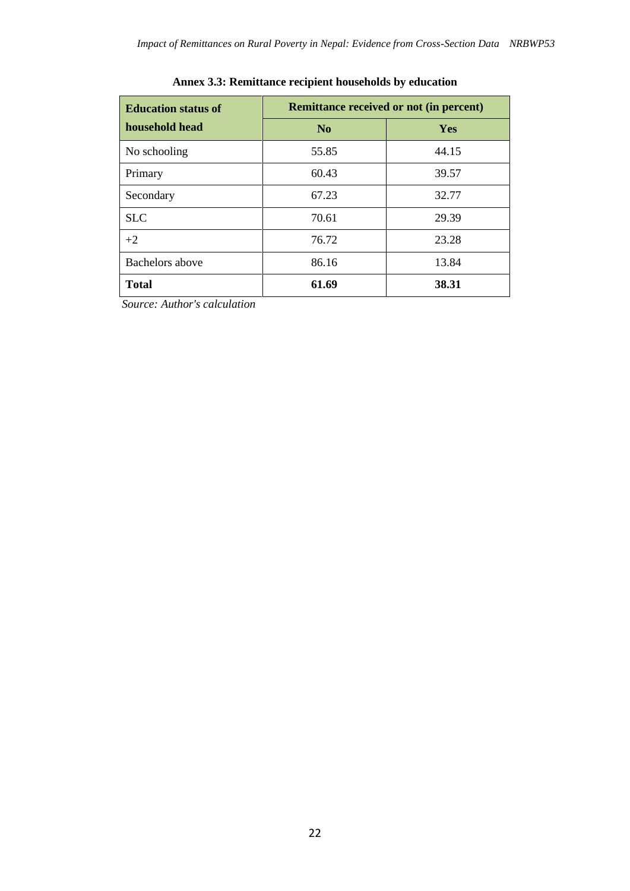**Annex 3.3: Remittance recipient households by education**

| Education status of household head | Remittance received or not (in percent) | |
|---|---|---|
| | No | Yes |
| No schooling | 55.85 | 44.15 |
| Primary | 60.43 | 39.57 |
| Secondary | 67.23 | 32.77 |
| SLC | 70.61 | 29.39 |
| +2 | 76.72 | 23.28 |
| Bachelors above | 86.16 | 13.84 |
| **Total** | **61.69** | **38.31** |

*Source: Author's calculation*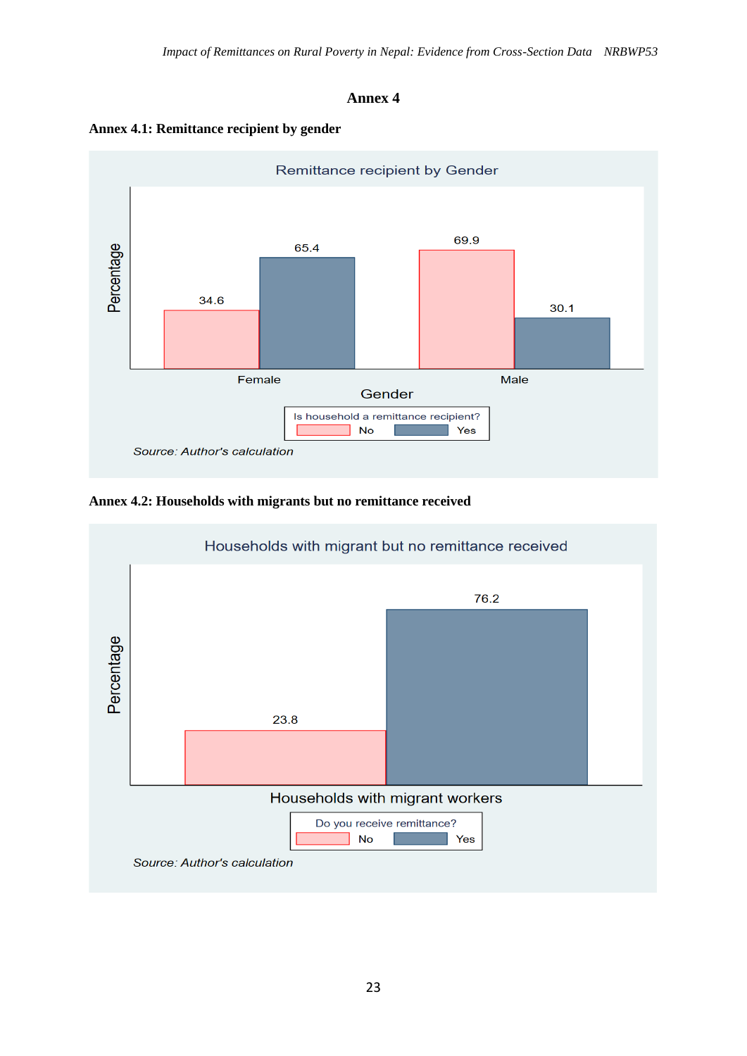# Annex 4

### Annex 4.1: Remittance recipient by gender

Remittance recipient by Gender

| Gender | Is household a remittance recipient? No | Is household a remittance recipient? Yes |
|---|---|---|
| Female | 34.6 | 65.4 |
| Male | 69.9 | 30.1 |

*Source: Author's calculation*

### Annex 4.2: Households with migrants but no remittance received

Households with migrant but no remittance received

| Households with migrant workers | Do you receive remittance? No | Do you receive remittance? Yes |
|---|---|---|
| Percentage | 23.8 | 76.2 |

*Source: Author's calculation*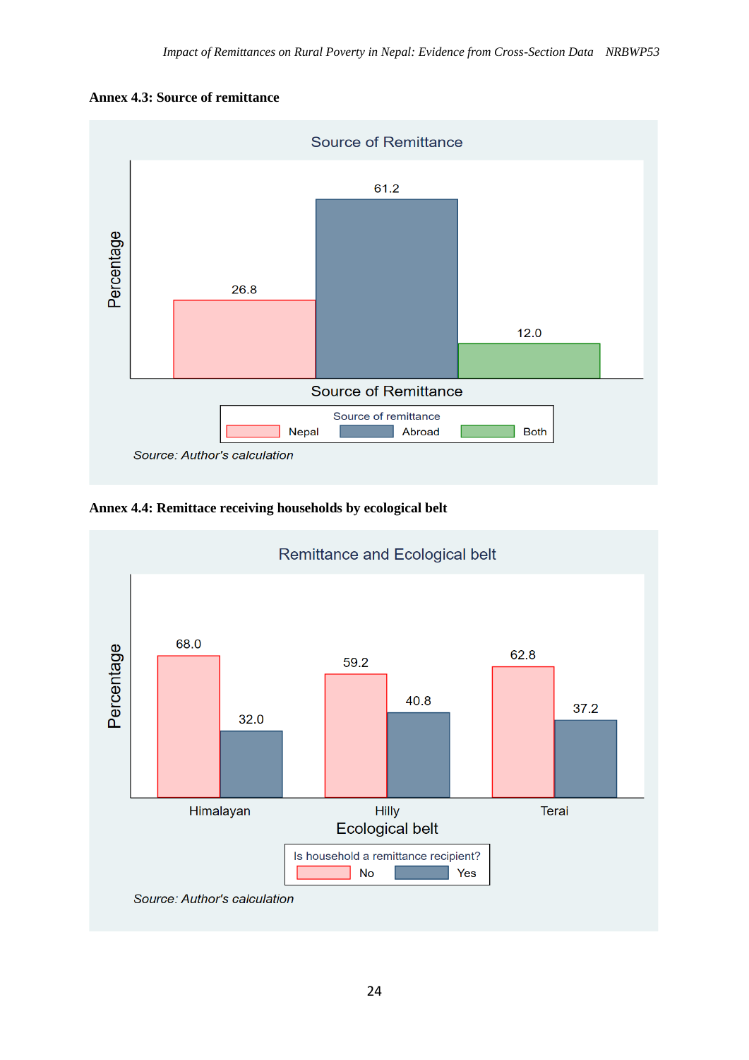**Annex 4.3: Source of remittance**

Source of Remittance

| Source of remittance | Percentage |
|---|---|
| Nepal | 26.8 |
| Abroad | 61.2 |
| Both | 12.0 |

*Source: Author's calculation*

**Annex 4.4: Remittace receiving households by ecological belt**

Remittance and Ecological belt

| Ecological belt | No | Yes |
|---|---|---|
| Himalayan | 68.0 | 32.0 |
| Hilly | 59.2 | 40.8 |
| Terai | 62.8 | 37.2 |

Is household a remittance recipient? (Percentage)

*Source: Author's calculation*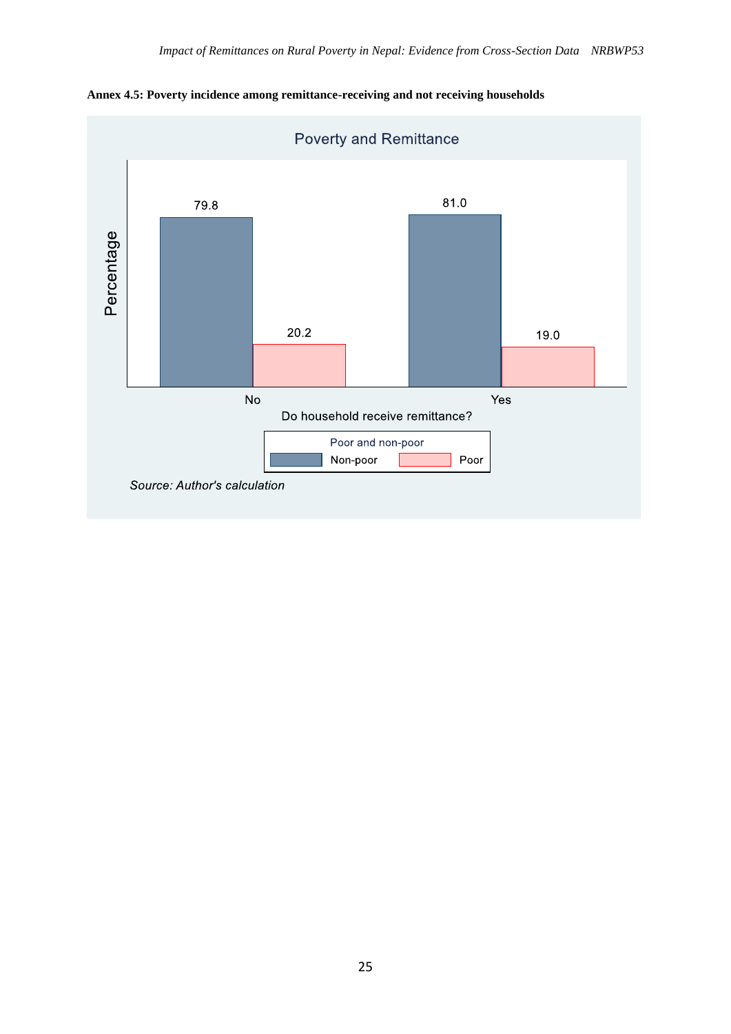**Annex 4.5: Poverty incidence among remittance-receiving and not receiving households**

Poverty and Remittance

| Do household receive remittance? | Non-poor | Poor |
|---|---|---|
| No | 79.8 | 20.2 |
| Yes | 81.0 | 19.0 |

*Source: Author's calculation*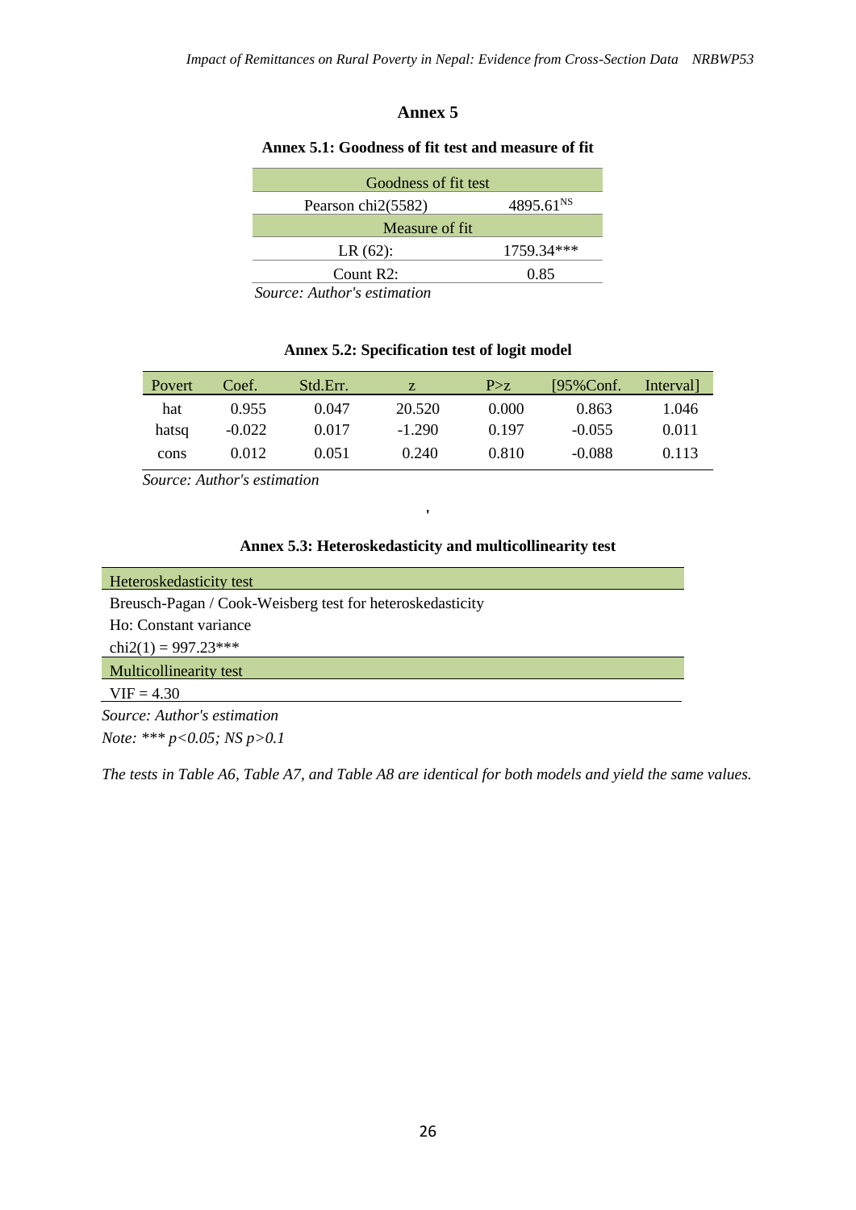# Annex 5

**Annex 5.1: Goodness of fit test and measure of fit**

| Goodness of fit test | |
|---|---|
| Pearson chi2(5582) | 4895.61[NS] |
| **Measure of fit** | |
| LR (62): | 1759.34*** |
| Count R2: | 0.85 |

*Source: Author's estimation*

**Annex 5.2: Specification test of logit model**

| Povert | Coef. | Std.Err. | z | P>z | [95%Conf. | Interval] |
|---|---|---|---|---|---|---|
| hat | 0.955 | 0.047 | 20.520 | 0.000 | 0.863 | 1.046 |
| hatsq | -0.022 | 0.017 | -1.290 | 0.197 | -0.055 | 0.011 |
| cons | 0.012 | 0.051 | 0.240 | 0.810 | -0.088 | 0.113 |

*Source: Author's estimation*

**Annex 5.3: Heteroskedasticity and multicollinearity test**

| Heteroskedasticity test |
|---|
| Breusch-Pagan / Cook-Weisberg test for heteroskedasticity |
| Ho: Constant variance |
| chi2(1) = 997.23*** |
| **Multicollinearity test** |
| VIF = 4.30 |

*Source: Author's estimation*

*Note: *** p<0.05; NS p>0.1*

*The tests in Table A6, Table A7, and Table A8 are identical for both models and yield the same values.*